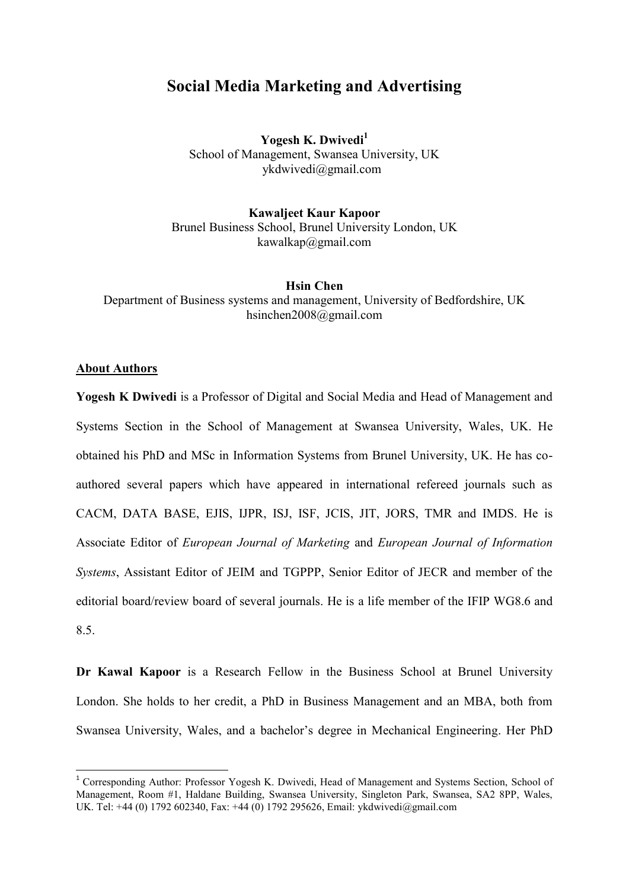# Social Media Marketing and Advertising

**Yogesh K. Dwivedi**[1]
School of Management, Swansea University, UK
ykdwivedi@gmail.com

**Kawaljeet Kaur Kapoor**
Brunel Business School, Brunel University London, UK
kawalkap@gmail.com

**Hsin Chen**
Department of Business systems and management, University of Bedfordshire, UK
hsinchen2008@gmail.com

## About Authors

**Yogesh K Dwivedi** is a Professor of Digital and Social Media and Head of Management and Systems Section in the School of Management at Swansea University, Wales, UK. He obtained his PhD and MSc in Information Systems from Brunel University, UK. He has co-authored several papers which have appeared in international refereed journals such as CACM, DATA BASE, EJIS, IJPR, ISJ, ISF, JCIS, JIT, JORS, TMR and IMDS. He is Associate Editor of *European Journal of Marketing* and *European Journal of Information Systems*, Assistant Editor of JEIM and TGPPP, Senior Editor of JECR and member of the editorial board/review board of several journals. He is a life member of the IFIP WG8.6 and 8.5.

**Dr Kawal Kapoor** is a Research Fellow in the Business School at Brunel University London. She holds to her credit, a PhD in Business Management and an MBA, both from Swansea University, Wales, and a bachelor's degree in Mechanical Engineering. Her PhD

[1] Corresponding Author: Professor Yogesh K. Dwivedi, Head of Management and Systems Section, School of Management, Room #1, Haldane Building, Swansea University, Singleton Park, Swansea, SA2 8PP, Wales, UK. Tel: +44 (0) 1792 602340, Fax: +44 (0) 1792 295626, Email: ykdwivedi@gmail.com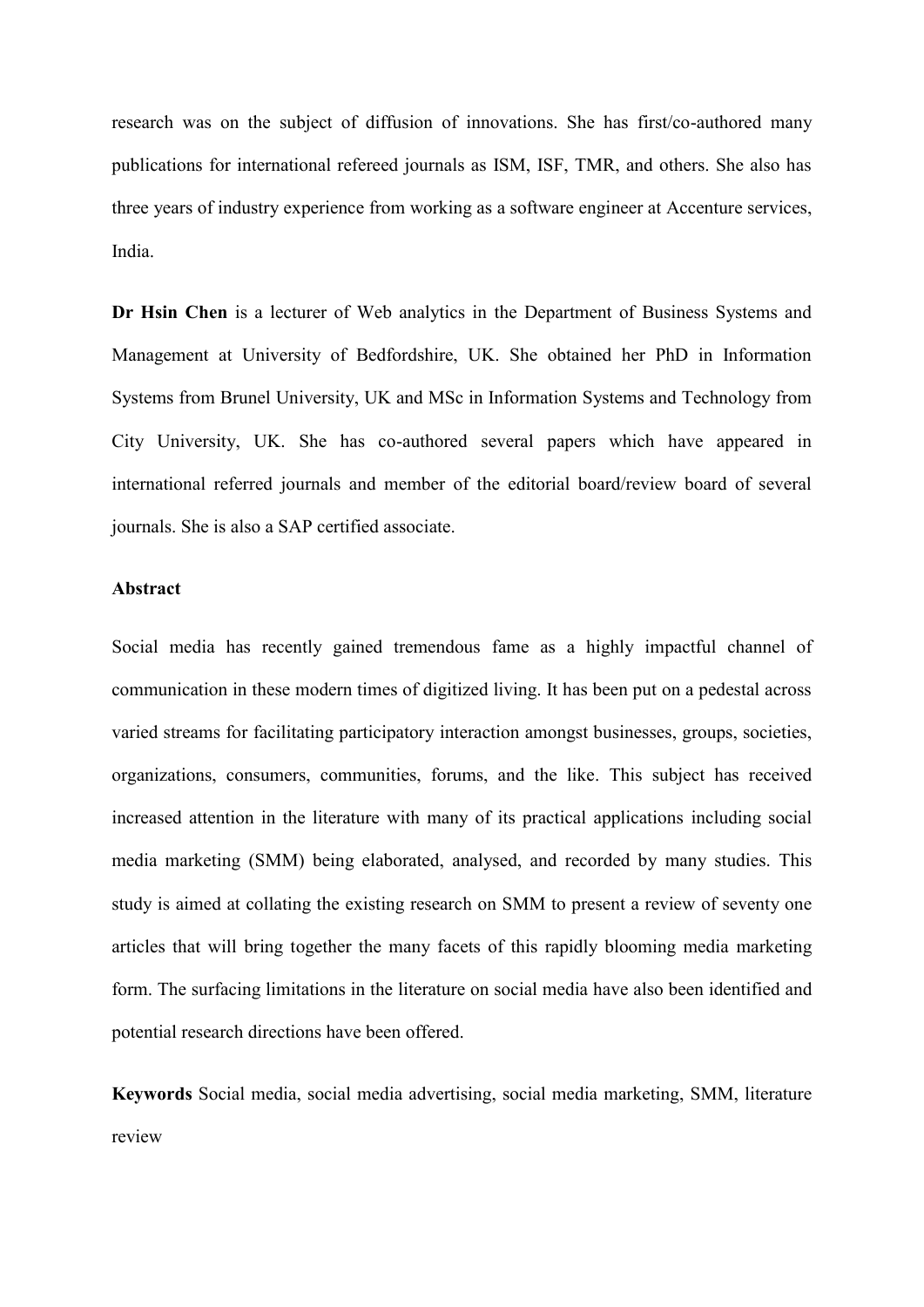research was on the subject of diffusion of innovations. She has first/co-authored many publications for international refereed journals as ISM, ISF, TMR, and others. She also has three years of industry experience from working as a software engineer at Accenture services, India.

**Dr Hsin Chen** is a lecturer of Web analytics in the Department of Business Systems and Management at University of Bedfordshire, UK. She obtained her PhD in Information Systems from Brunel University, UK and MSc in Information Systems and Technology from City University, UK. She has co-authored several papers which have appeared in international referred journals and member of the editorial board/review board of several journals. She is also a SAP certified associate.

**Abstract**

Social media has recently gained tremendous fame as a highly impactful channel of communication in these modern times of digitized living. It has been put on a pedestal across varied streams for facilitating participatory interaction amongst businesses, groups, societies, organizations, consumers, communities, forums, and the like. This subject has received increased attention in the literature with many of its practical applications including social media marketing (SMM) being elaborated, analysed, and recorded by many studies. This study is aimed at collating the existing research on SMM to present a review of seventy one articles that will bring together the many facets of this rapidly blooming media marketing form. The surfacing limitations in the literature on social media have also been identified and potential research directions have been offered.

**Keywords** Social media, social media advertising, social media marketing, SMM, literature review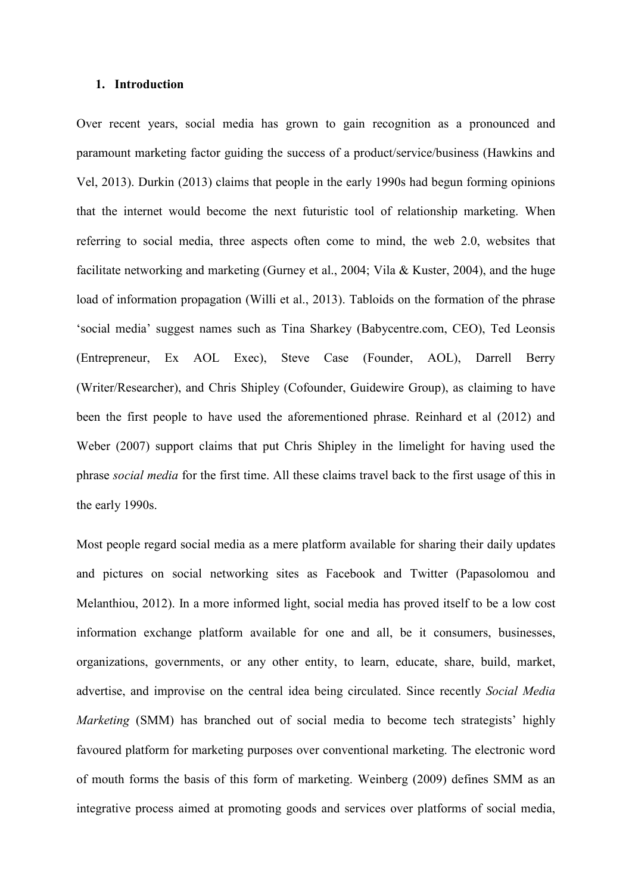## 1. Introduction

Over recent years, social media has grown to gain recognition as a pronounced and paramount marketing factor guiding the success of a product/service/business (Hawkins and Vel, 2013). Durkin (2013) claims that people in the early 1990s had begun forming opinions that the internet would become the next futuristic tool of relationship marketing. When referring to social media, three aspects often come to mind, the web 2.0, websites that facilitate networking and marketing (Gurney et al., 2004; Vila & Kuster, 2004), and the huge load of information propagation (Willi et al., 2013). Tabloids on the formation of the phrase 'social media' suggest names such as Tina Sharkey (Babycentre.com, CEO), Ted Leonsis (Entrepreneur, Ex AOL Exec), Steve Case (Founder, AOL), Darrell Berry (Writer/Researcher), and Chris Shipley (Cofounder, Guidewire Group), as claiming to have been the first people to have used the aforementioned phrase. Reinhard et al (2012) and Weber (2007) support claims that put Chris Shipley in the limelight for having used the phrase *social media* for the first time. All these claims travel back to the first usage of this in the early 1990s.

Most people regard social media as a mere platform available for sharing their daily updates and pictures on social networking sites as Facebook and Twitter (Papasolomou and Melanthiou, 2012). In a more informed light, social media has proved itself to be a low cost information exchange platform available for one and all, be it consumers, businesses, organizations, governments, or any other entity, to learn, educate, share, build, market, advertise, and improvise on the central idea being circulated. Since recently *Social Media Marketing* (SMM) has branched out of social media to become tech strategists' highly favoured platform for marketing purposes over conventional marketing. The electronic word of mouth forms the basis of this form of marketing. Weinberg (2009) defines SMM as an integrative process aimed at promoting goods and services over platforms of social media,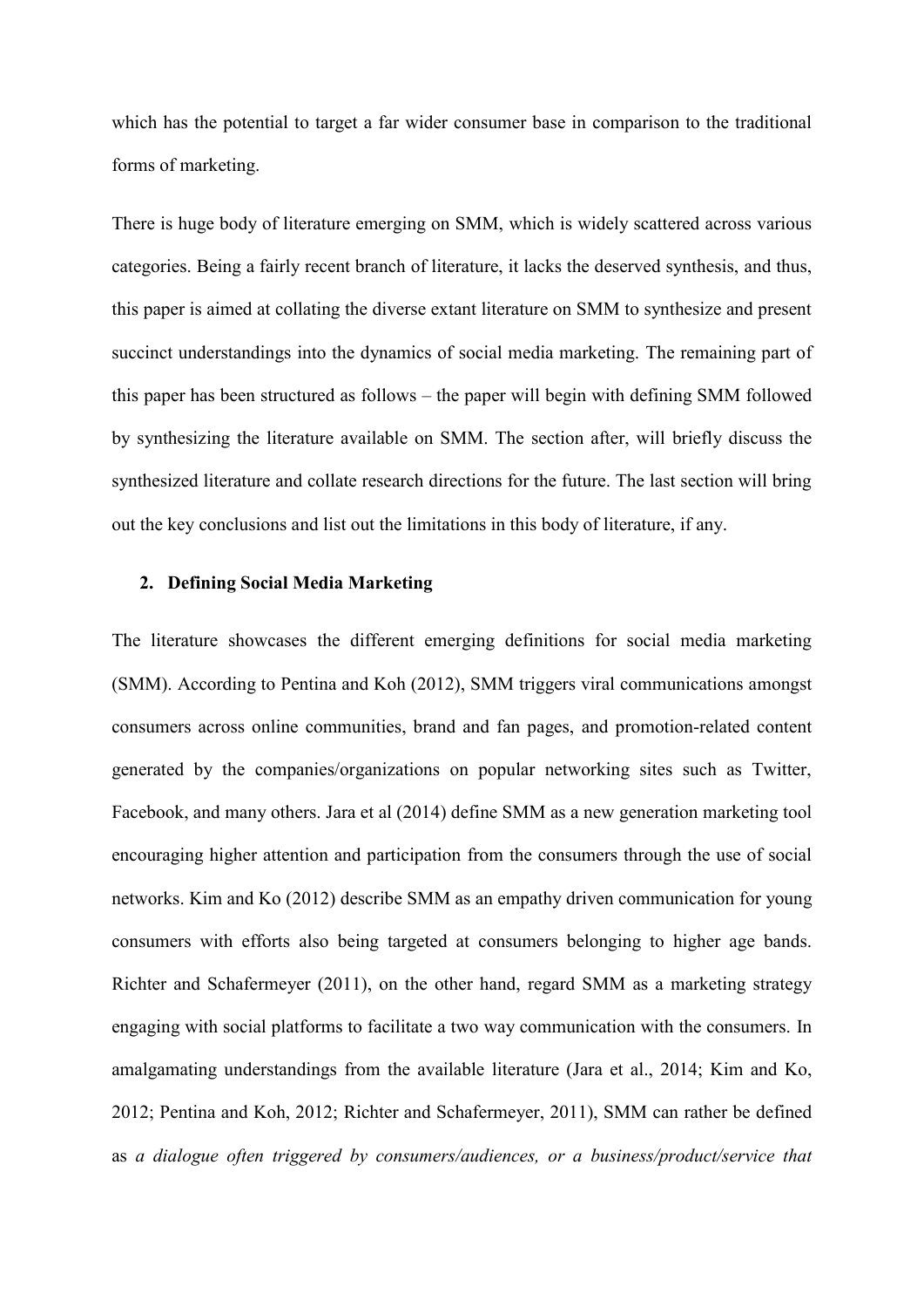which has the potential to target a far wider consumer base in comparison to the traditional forms of marketing.

There is huge body of literature emerging on SMM, which is widely scattered across various categories. Being a fairly recent branch of literature, it lacks the deserved synthesis, and thus, this paper is aimed at collating the diverse extant literature on SMM to synthesize and present succinct understandings into the dynamics of social media marketing. The remaining part of this paper has been structured as follows – the paper will begin with defining SMM followed by synthesizing the literature available on SMM. The section after, will briefly discuss the synthesized literature and collate research directions for the future. The last section will bring out the key conclusions and list out the limitations in this body of literature, if any.

## 2. Defining Social Media Marketing

The literature showcases the different emerging definitions for social media marketing (SMM). According to Pentina and Koh (2012), SMM triggers viral communications amongst consumers across online communities, brand and fan pages, and promotion-related content generated by the companies/organizations on popular networking sites such as Twitter, Facebook, and many others. Jara et al (2014) define SMM as a new generation marketing tool encouraging higher attention and participation from the consumers through the use of social networks. Kim and Ko (2012) describe SMM as an empathy driven communication for young consumers with efforts also being targeted at consumers belonging to higher age bands. Richter and Schafermeyer (2011), on the other hand, regard SMM as a marketing strategy engaging with social platforms to facilitate a two way communication with the consumers. In amalgamating understandings from the available literature (Jara et al., 2014; Kim and Ko, 2012; Pentina and Koh, 2012; Richter and Schafermeyer, 2011), SMM can rather be defined as *a dialogue often triggered by consumers/audiences, or a business/product/service that*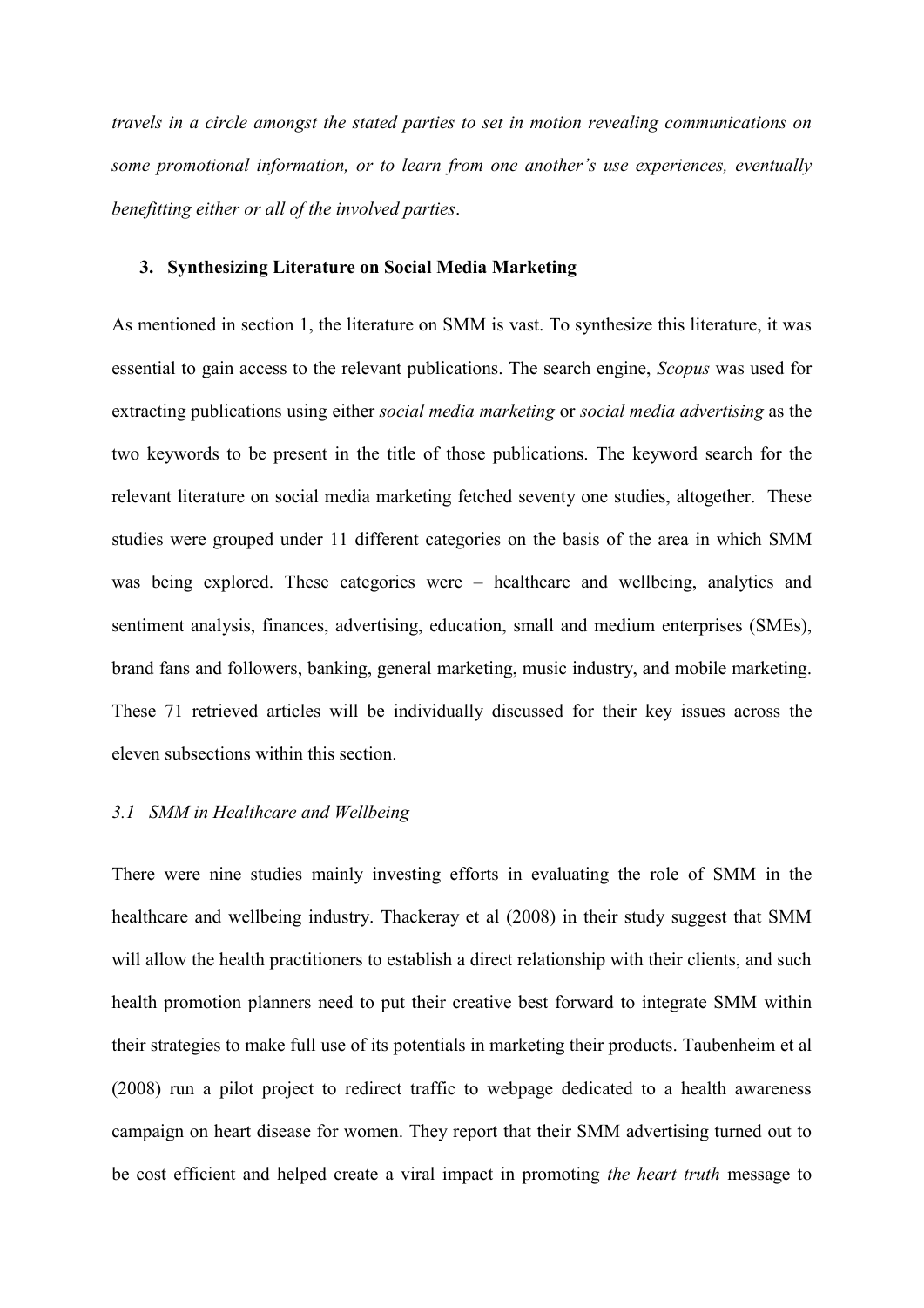*travels in a circle amongst the stated parties to set in motion revealing communications on some promotional information, or to learn from one another's use experiences, eventually benefitting either or all of the involved parties*.

## 3. Synthesizing Literature on Social Media Marketing

As mentioned in section 1, the literature on SMM is vast. To synthesize this literature, it was essential to gain access to the relevant publications. The search engine, *Scopus* was used for extracting publications using either *social media marketing* or *social media advertising* as the two keywords to be present in the title of those publications. The keyword search for the relevant literature on social media marketing fetched seventy one studies, altogether. These studies were grouped under 11 different categories on the basis of the area in which SMM was being explored. These categories were – healthcare and wellbeing, analytics and sentiment analysis, finances, advertising, education, small and medium enterprises (SMEs), brand fans and followers, banking, general marketing, music industry, and mobile marketing. These 71 retrieved articles will be individually discussed for their key issues across the eleven subsections within this section.

### *3.1 SMM in Healthcare and Wellbeing*

There were nine studies mainly investing efforts in evaluating the role of SMM in the healthcare and wellbeing industry. Thackeray et al (2008) in their study suggest that SMM will allow the health practitioners to establish a direct relationship with their clients, and such health promotion planners need to put their creative best forward to integrate SMM within their strategies to make full use of its potentials in marketing their products. Taubenheim et al (2008) run a pilot project to redirect traffic to webpage dedicated to a health awareness campaign on heart disease for women. They report that their SMM advertising turned out to be cost efficient and helped create a viral impact in promoting *the heart truth* message to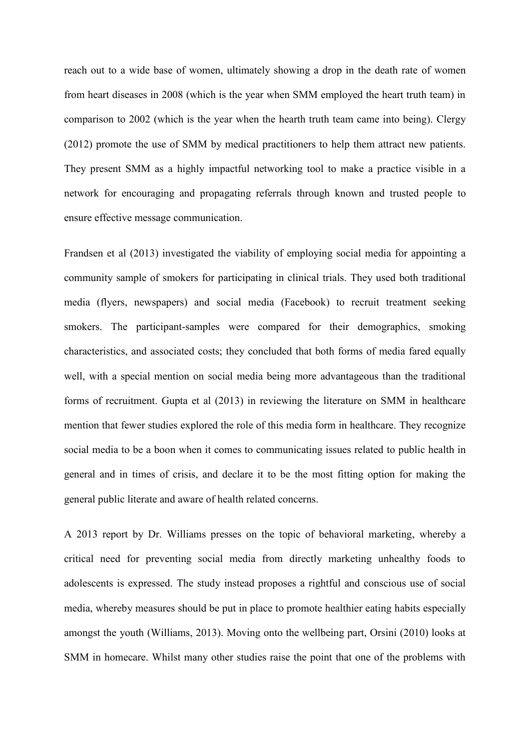reach out to a wide base of women, ultimately showing a drop in the death rate of women from heart diseases in 2008 (which is the year when SMM employed the heart truth team) in comparison to 2002 (which is the year when the hearth truth team came into being). Clergy (2012) promote the use of SMM by medical practitioners to help them attract new patients. They present SMM as a highly impactful networking tool to make a practice visible in a network for encouraging and propagating referrals through known and trusted people to ensure effective message communication.

Frandsen et al (2013) investigated the viability of employing social media for appointing a community sample of smokers for participating in clinical trials. They used both traditional media (flyers, newspapers) and social media (Facebook) to recruit treatment seeking smokers. The participant-samples were compared for their demographics, smoking characteristics, and associated costs; they concluded that both forms of media fared equally well, with a special mention on social media being more advantageous than the traditional forms of recruitment. Gupta et al (2013) in reviewing the literature on SMM in healthcare mention that fewer studies explored the role of this media form in healthcare. They recognize social media to be a boon when it comes to communicating issues related to public health in general and in times of crisis, and declare it to be the most fitting option for making the general public literate and aware of health related concerns.

A 2013 report by Dr. Williams presses on the topic of behavioral marketing, whereby a critical need for preventing social media from directly marketing unhealthy foods to adolescents is expressed. The study instead proposes a rightful and conscious use of social media, whereby measures should be put in place to promote healthier eating habits especially amongst the youth (Williams, 2013). Moving onto the wellbeing part, Orsini (2010) looks at SMM in homecare. Whilst many other studies raise the point that one of the problems with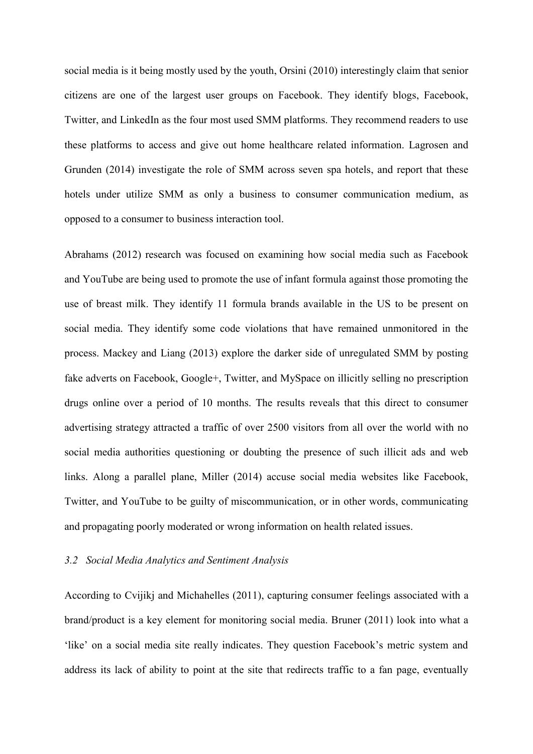social media is it being mostly used by the youth, Orsini (2010) interestingly claim that senior citizens are one of the largest user groups on Facebook. They identify blogs, Facebook, Twitter, and LinkedIn as the four most used SMM platforms. They recommend readers to use these platforms to access and give out home healthcare related information. Lagrosen and Grunden (2014) investigate the role of SMM across seven spa hotels, and report that these hotels under utilize SMM as only a business to consumer communication medium, as opposed to a consumer to business interaction tool.

Abrahams (2012) research was focused on examining how social media such as Facebook and YouTube are being used to promote the use of infant formula against those promoting the use of breast milk. They identify 11 formula brands available in the US to be present on social media. They identify some code violations that have remained unmonitored in the process. Mackey and Liang (2013) explore the darker side of unregulated SMM by posting fake adverts on Facebook, Google+, Twitter, and MySpace on illicitly selling no prescription drugs online over a period of 10 months. The results reveals that this direct to consumer advertising strategy attracted a traffic of over 2500 visitors from all over the world with no social media authorities questioning or doubting the presence of such illicit ads and web links. Along a parallel plane, Miller (2014) accuse social media websites like Facebook, Twitter, and YouTube to be guilty of miscommunication, or in other words, communicating and propagating poorly moderated or wrong information on health related issues.

### *3.2 Social Media Analytics and Sentiment Analysis*

According to Cvijikj and Michahelles (2011), capturing consumer feelings associated with a brand/product is a key element for monitoring social media. Bruner (2011) look into what a 'like' on a social media site really indicates. They question Facebook's metric system and address its lack of ability to point at the site that redirects traffic to a fan page, eventually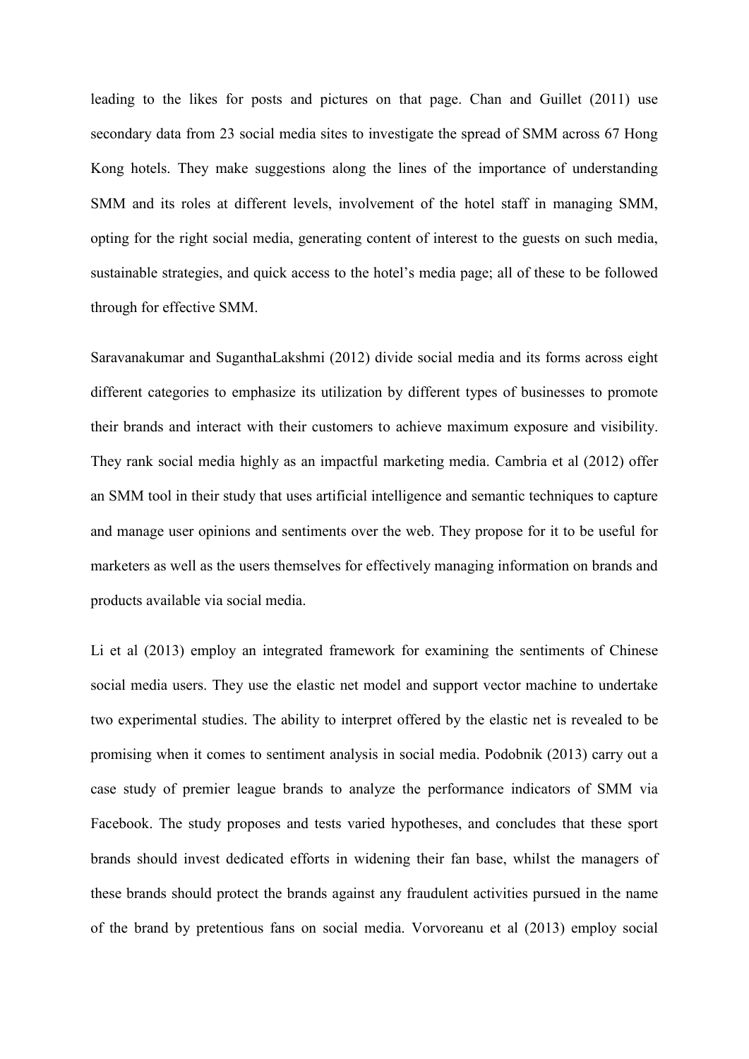leading to the likes for posts and pictures on that page. Chan and Guillet (2011) use secondary data from 23 social media sites to investigate the spread of SMM across 67 Hong Kong hotels. They make suggestions along the lines of the importance of understanding SMM and its roles at different levels, involvement of the hotel staff in managing SMM, opting for the right social media, generating content of interest to the guests on such media, sustainable strategies, and quick access to the hotel's media page; all of these to be followed through for effective SMM.

Saravanakumar and SuganthaLakshmi (2012) divide social media and its forms across eight different categories to emphasize its utilization by different types of businesses to promote their brands and interact with their customers to achieve maximum exposure and visibility. They rank social media highly as an impactful marketing media. Cambria et al (2012) offer an SMM tool in their study that uses artificial intelligence and semantic techniques to capture and manage user opinions and sentiments over the web. They propose for it to be useful for marketers as well as the users themselves for effectively managing information on brands and products available via social media.

Li et al (2013) employ an integrated framework for examining the sentiments of Chinese social media users. They use the elastic net model and support vector machine to undertake two experimental studies. The ability to interpret offered by the elastic net is revealed to be promising when it comes to sentiment analysis in social media. Podobnik (2013) carry out a case study of premier league brands to analyze the performance indicators of SMM via Facebook. The study proposes and tests varied hypotheses, and concludes that these sport brands should invest dedicated efforts in widening their fan base, whilst the managers of these brands should protect the brands against any fraudulent activities pursued in the name of the brand by pretentious fans on social media. Vorvoreanu et al (2013) employ social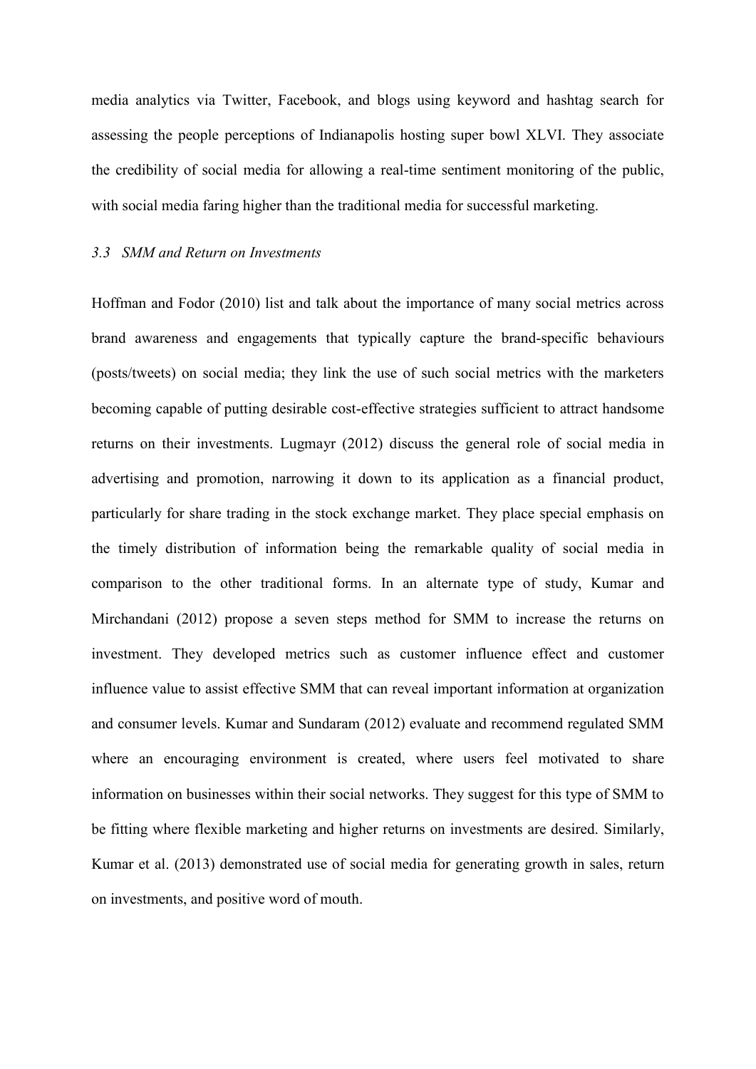media analytics via Twitter, Facebook, and blogs using keyword and hashtag search for assessing the people perceptions of Indianapolis hosting super bowl XLVI. They associate the credibility of social media for allowing a real-time sentiment monitoring of the public, with social media faring higher than the traditional media for successful marketing.

### *3.3 SMM and Return on Investments*

Hoffman and Fodor (2010) list and talk about the importance of many social metrics across brand awareness and engagements that typically capture the brand-specific behaviours (posts/tweets) on social media; they link the use of such social metrics with the marketers becoming capable of putting desirable cost-effective strategies sufficient to attract handsome returns on their investments. Lugmayr (2012) discuss the general role of social media in advertising and promotion, narrowing it down to its application as a financial product, particularly for share trading in the stock exchange market. They place special emphasis on the timely distribution of information being the remarkable quality of social media in comparison to the other traditional forms. In an alternate type of study, Kumar and Mirchandani (2012) propose a seven steps method for SMM to increase the returns on investment. They developed metrics such as customer influence effect and customer influence value to assist effective SMM that can reveal important information at organization and consumer levels. Kumar and Sundaram (2012) evaluate and recommend regulated SMM where an encouraging environment is created, where users feel motivated to share information on businesses within their social networks. They suggest for this type of SMM to be fitting where flexible marketing and higher returns on investments are desired. Similarly, Kumar et al. (2013) demonstrated use of social media for generating growth in sales, return on investments, and positive word of mouth.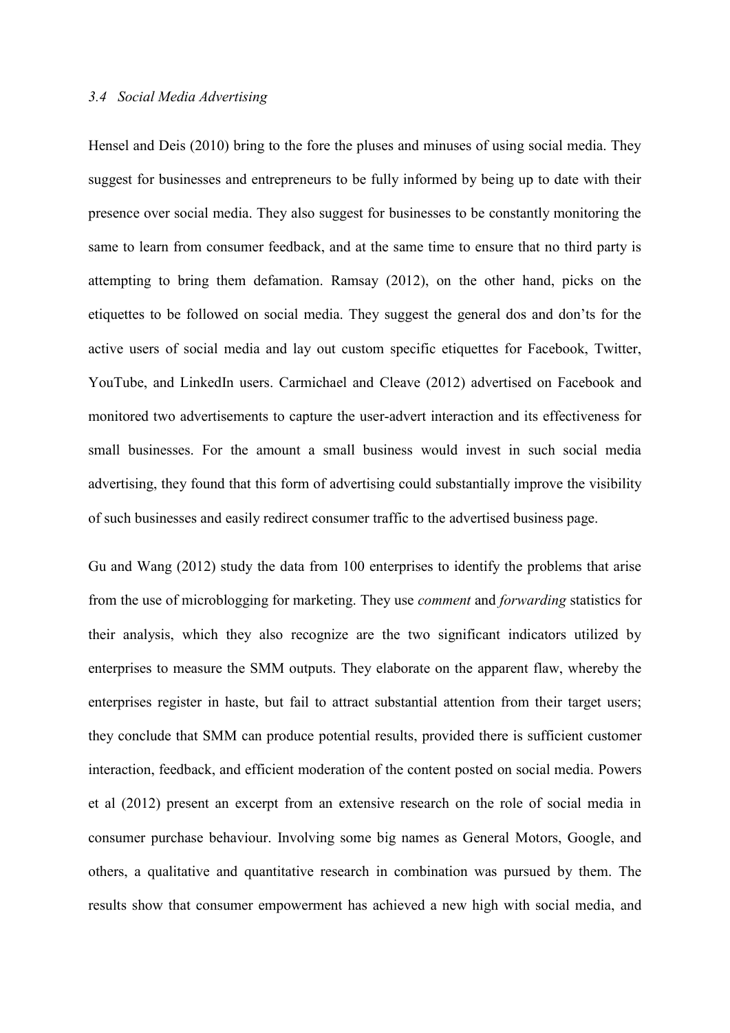### *3.4 Social Media Advertising*

Hensel and Deis (2010) bring to the fore the pluses and minuses of using social media. They suggest for businesses and entrepreneurs to be fully informed by being up to date with their presence over social media. They also suggest for businesses to be constantly monitoring the same to learn from consumer feedback, and at the same time to ensure that no third party is attempting to bring them defamation. Ramsay (2012), on the other hand, picks on the etiquettes to be followed on social media. They suggest the general dos and don't s for the active users of social media and lay out custom specific etiquettes for Facebook, Twitter, YouTube, and LinkedIn users. Carmichael and Cleave (2012) advertised on Facebook and monitored two advertisements to capture the user-advert interaction and its effectiveness for small businesses. For the amount a small business would invest in such social media advertising, they found that this form of advertising could substantially improve the visibility of such businesses and easily redirect consumer traffic to the advertised business page.

Gu and Wang (2012) study the data from 100 enterprises to identify the problems that arise from the use of microblogging for marketing. They use *comment* and *forwarding* statistics for their analysis, which they also recognize are the two significant indicators utilized by enterprises to measure the SMM outputs. They elaborate on the apparent flaw, whereby the enterprises register in haste, but fail to attract substantial attention from their target users; they conclude that SMM can produce potential results, provided there is sufficient customer interaction, feedback, and efficient moderation of the content posted on social media. Powers et al (2012) present an excerpt from an extensive research on the role of social media in consumer purchase behaviour. Involving some big names as General Motors, Google, and others, a qualitative and quantitative research in combination was pursued by them. The results show that consumer empowerment has achieved a new high with social media, and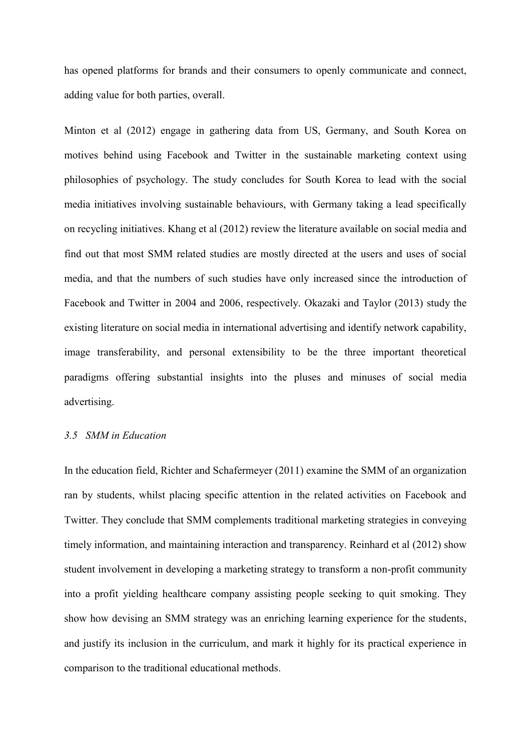has opened platforms for brands and their consumers to openly communicate and connect, adding value for both parties, overall.

Minton et al (2012) engage in gathering data from US, Germany, and South Korea on motives behind using Facebook and Twitter in the sustainable marketing context using philosophies of psychology. The study concludes for South Korea to lead with the social media initiatives involving sustainable behaviours, with Germany taking a lead specifically on recycling initiatives. Khang et al (2012) review the literature available on social media and find out that most SMM related studies are mostly directed at the users and uses of social media, and that the numbers of such studies have only increased since the introduction of Facebook and Twitter in 2004 and 2006, respectively. Okazaki and Taylor (2013) study the existing literature on social media in international advertising and identify network capability, image transferability, and personal extensibility to be the three important theoretical paradigms offering substantial insights into the pluses and minuses of social media advertising.

### *3.5 SMM in Education*

In the education field, Richter and Schafermeyer (2011) examine the SMM of an organization ran by students, whilst placing specific attention in the related activities on Facebook and Twitter. They conclude that SMM complements traditional marketing strategies in conveying timely information, and maintaining interaction and transparency. Reinhard et al (2012) show student involvement in developing a marketing strategy to transform a non-profit community into a profit yielding healthcare company assisting people seeking to quit smoking. They show how devising an SMM strategy was an enriching learning experience for the students, and justify its inclusion in the curriculum, and mark it highly for its practical experience in comparison to the traditional educational methods.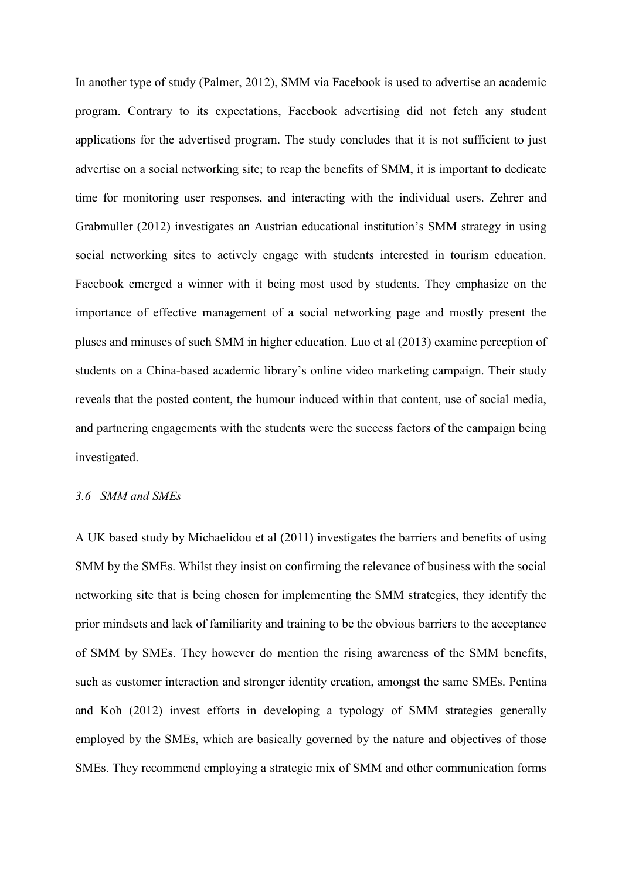In another type of study (Palmer, 2012), SMM via Facebook is used to advertise an academic program. Contrary to its expectations, Facebook advertising did not fetch any student applications for the advertised program. The study concludes that it is not sufficient to just advertise on a social networking site; to reap the benefits of SMM, it is important to dedicate time for monitoring user responses, and interacting with the individual users. Zehrer and Grabmuller (2012) investigates an Austrian educational institution's SMM strategy in using social networking sites to actively engage with students interested in tourism education. Facebook emerged a winner with it being most used by students. They emphasize on the importance of effective management of a social networking page and mostly present the pluses and minuses of such SMM in higher education. Luo et al (2013) examine perception of students on a China-based academic library's online video marketing campaign. Their study reveals that the posted content, the humour induced within that content, use of social media, and partnering engagements with the students were the success factors of the campaign being investigated.

### *3.6 SMM and SMEs*

A UK based study by Michaelidou et al (2011) investigates the barriers and benefits of using SMM by the SMEs. Whilst they insist on confirming the relevance of business with the social networking site that is being chosen for implementing the SMM strategies, they identify the prior mindsets and lack of familiarity and training to be the obvious barriers to the acceptance of SMM by SMEs. They however do mention the rising awareness of the SMM benefits, such as customer interaction and stronger identity creation, amongst the same SMEs. Pentina and Koh (2012) invest efforts in developing a typology of SMM strategies generally employed by the SMEs, which are basically governed by the nature and objectives of those SMEs. They recommend employing a strategic mix of SMM and other communication forms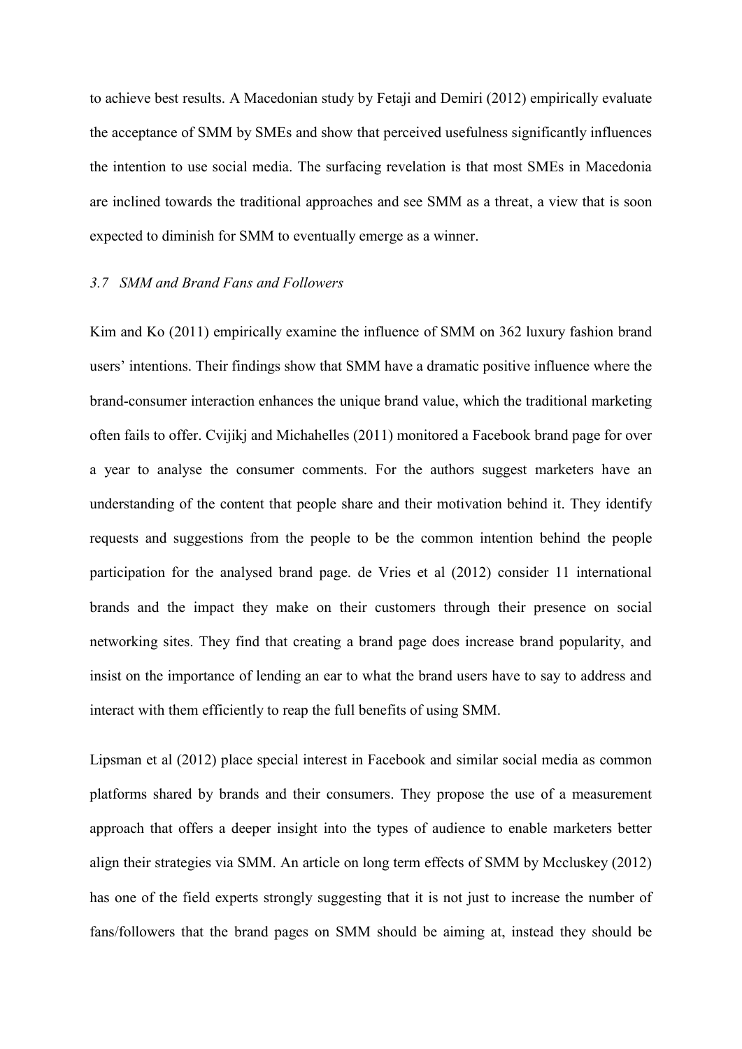to achieve best results. A Macedonian study by Fetaji and Demiri (2012) empirically evaluate the acceptance of SMM by SMEs and show that perceived usefulness significantly influences the intention to use social media. The surfacing revelation is that most SMEs in Macedonia are inclined towards the traditional approaches and see SMM as a threat, a view that is soon expected to diminish for SMM to eventually emerge as a winner.

### *3.7 SMM and Brand Fans and Followers*

Kim and Ko (2011) empirically examine the influence of SMM on 362 luxury fashion brand users' intentions. Their findings show that SMM have a dramatic positive influence where the brand-consumer interaction enhances the unique brand value, which the traditional marketing often fails to offer. Cvijikj and Michahelles (2011) monitored a Facebook brand page for over a year to analyse the consumer comments. For the authors suggest marketers have an understanding of the content that people share and their motivation behind it. They identify requests and suggestions from the people to be the common intention behind the people participation for the analysed brand page. de Vries et al (2012) consider 11 international brands and the impact they make on their customers through their presence on social networking sites. They find that creating a brand page does increase brand popularity, and insist on the importance of lending an ear to what the brand users have to say to address and interact with them efficiently to reap the full benefits of using SMM.

Lipsman et al (2012) place special interest in Facebook and similar social media as common platforms shared by brands and their consumers. They propose the use of a measurement approach that offers a deeper insight into the types of audience to enable marketers better align their strategies via SMM. An article on long term effects of SMM by Mccluskey (2012) has one of the field experts strongly suggesting that it is not just to increase the number of fans/followers that the brand pages on SMM should be aiming at, instead they should be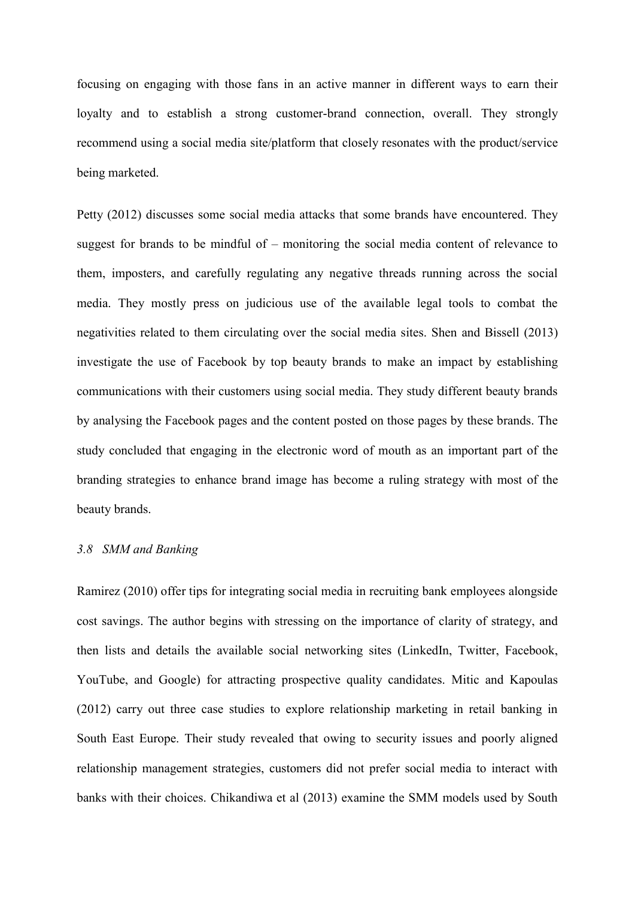focusing on engaging with those fans in an active manner in different ways to earn their loyalty and to establish a strong customer-brand connection, overall. They strongly recommend using a social media site/platform that closely resonates with the product/service being marketed.

Petty (2012) discusses some social media attacks that some brands have encountered. They suggest for brands to be mindful of – monitoring the social media content of relevance to them, imposters, and carefully regulating any negative threads running across the social media. They mostly press on judicious use of the available legal tools to combat the negativities related to them circulating over the social media sites. Shen and Bissell (2013) investigate the use of Facebook by top beauty brands to make an impact by establishing communications with their customers using social media. They study different beauty brands by analysing the Facebook pages and the content posted on those pages by these brands. The study concluded that engaging in the electronic word of mouth as an important part of the branding strategies to enhance brand image has become a ruling strategy with most of the beauty brands.

### *3.8 SMM and Banking*

Ramirez (2010) offer tips for integrating social media in recruiting bank employees alongside cost savings. The author begins with stressing on the importance of clarity of strategy, and then lists and details the available social networking sites (LinkedIn, Twitter, Facebook, YouTube, and Google) for attracting prospective quality candidates. Mitic and Kapoulas (2012) carry out three case studies to explore relationship marketing in retail banking in South East Europe. Their study revealed that owing to security issues and poorly aligned relationship management strategies, customers did not prefer social media to interact with banks with their choices. Chikandiwa et al (2013) examine the SMM models used by South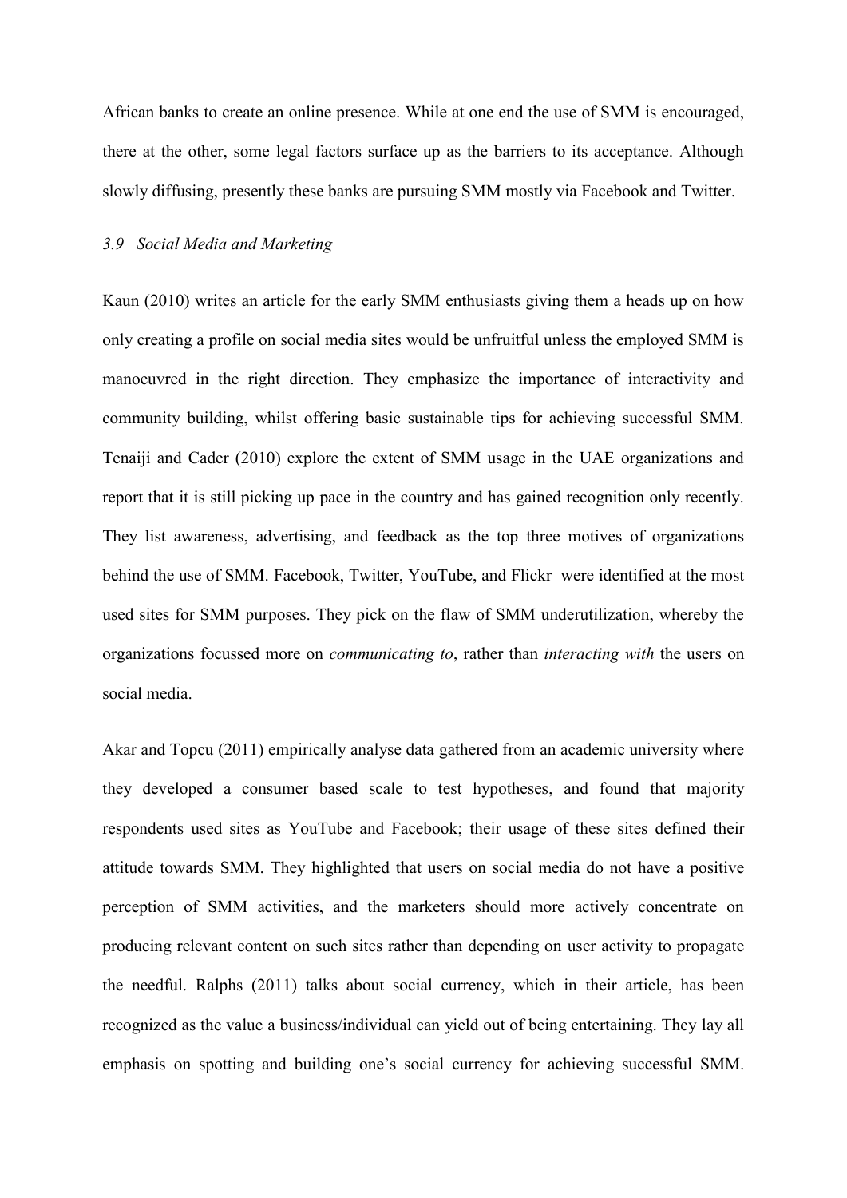African banks to create an online presence. While at one end the use of SMM is encouraged, there at the other, some legal factors surface up as the barriers to its acceptance. Although slowly diffusing, presently these banks are pursuing SMM mostly via Facebook and Twitter.

### *3.9 Social Media and Marketing*

Kaun (2010) writes an article for the early SMM enthusiasts giving them a heads up on how only creating a profile on social media sites would be unfruitful unless the employed SMM is manoeuvred in the right direction. They emphasize the importance of interactivity and community building, whilst offering basic sustainable tips for achieving successful SMM. Tenaiji and Cader (2010) explore the extent of SMM usage in the UAE organizations and report that it is still picking up pace in the country and has gained recognition only recently. They list awareness, advertising, and feedback as the top three motives of organizations behind the use of SMM. Facebook, Twitter, YouTube, and Flickr were identified at the most used sites for SMM purposes. They pick on the flaw of SMM underutilization, whereby the organizations focussed more on *communicating to*, rather than *interacting with* the users on social media.

Akar and Topcu (2011) empirically analyse data gathered from an academic university where they developed a consumer based scale to test hypotheses, and found that majority respondents used sites as YouTube and Facebook; their usage of these sites defined their attitude towards SMM. They highlighted that users on social media do not have a positive perception of SMM activities, and the marketers should more actively concentrate on producing relevant content on such sites rather than depending on user activity to propagate the needful. Ralphs (2011) talks about social currency, which in their article, has been recognized as the value a business/individual can yield out of being entertaining. They lay all emphasis on spotting and building one's social currency for achieving successful SMM.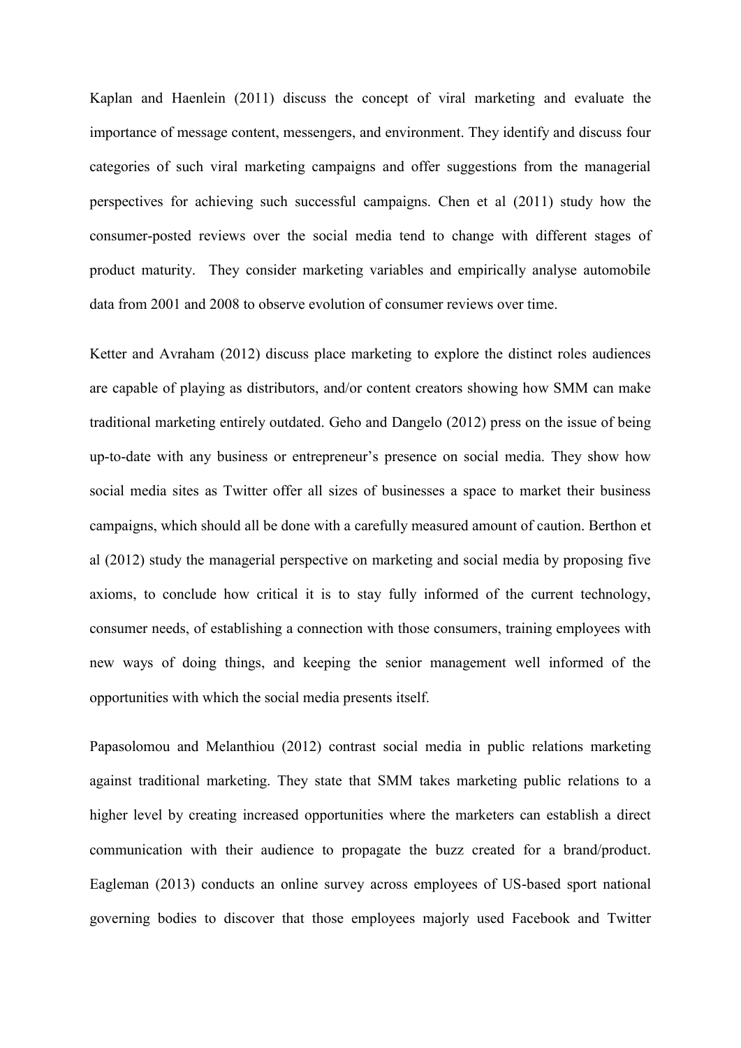Kaplan and Haenlein (2011) discuss the concept of viral marketing and evaluate the importance of message content, messengers, and environment. They identify and discuss four categories of such viral marketing campaigns and offer suggestions from the managerial perspectives for achieving such successful campaigns. Chen et al (2011) study how the consumer-posted reviews over the social media tend to change with different stages of product maturity. They consider marketing variables and empirically analyse automobile data from 2001 and 2008 to observe evolution of consumer reviews over time.

Ketter and Avraham (2012) discuss place marketing to explore the distinct roles audiences are capable of playing as distributors, and/or content creators showing how SMM can make traditional marketing entirely outdated. Geho and Dangelo (2012) press on the issue of being up-to-date with any business or entrepreneur's presence on social media. They show how social media sites as Twitter offer all sizes of businesses a space to market their business campaigns, which should all be done with a carefully measured amount of caution. Berthon et al (2012) study the managerial perspective on marketing and social media by proposing five axioms, to conclude how critical it is to stay fully informed of the current technology, consumer needs, of establishing a connection with those consumers, training employees with new ways of doing things, and keeping the senior management well informed of the opportunities with which the social media presents itself.

Papasolomou and Melanthiou (2012) contrast social media in public relations marketing against traditional marketing. They state that SMM takes marketing public relations to a higher level by creating increased opportunities where the marketers can establish a direct communication with their audience to propagate the buzz created for a brand/product. Eagleman (2013) conducts an online survey across employees of US-based sport national governing bodies to discover that those employees majorly used Facebook and Twitter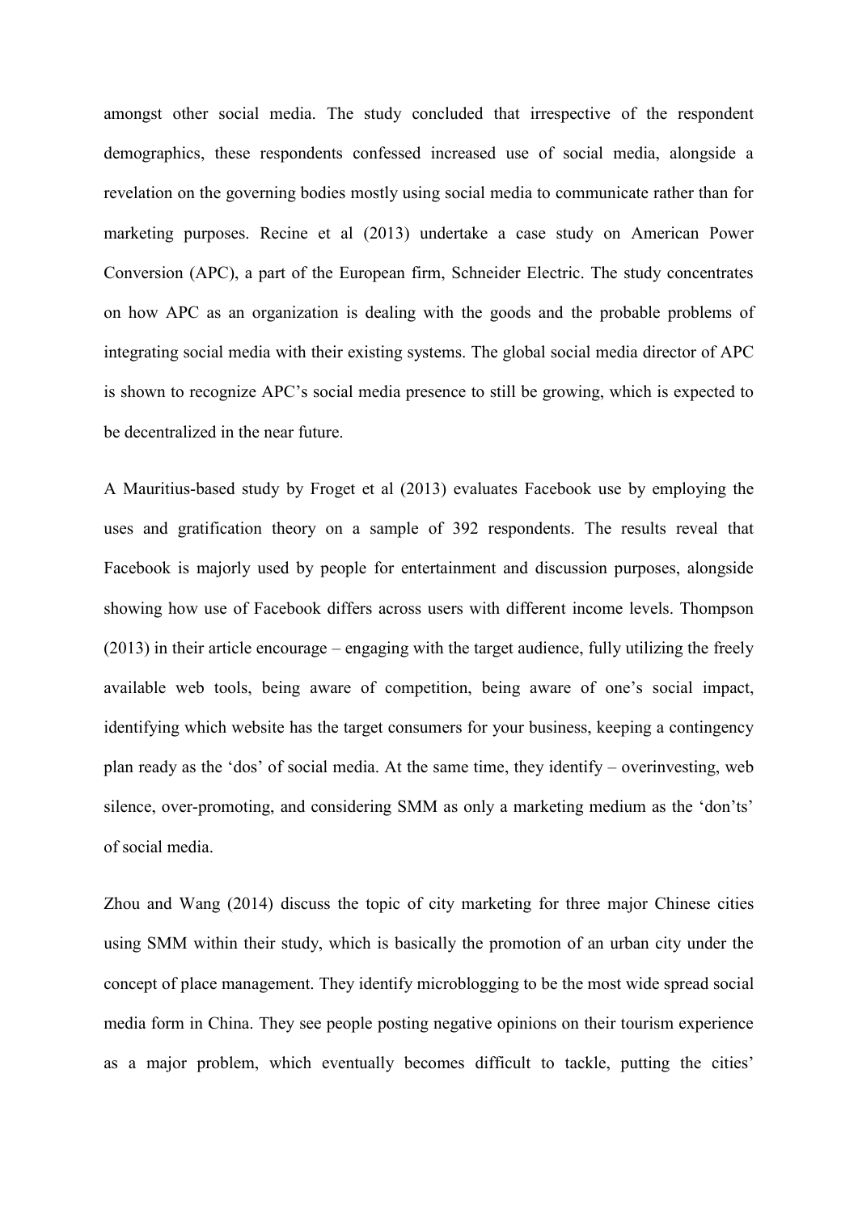amongst other social media. The study concluded that irrespective of the respondent demographics, these respondents confessed increased use of social media, alongside a revelation on the governing bodies mostly using social media to communicate rather than for marketing purposes. Recine et al (2013) undertake a case study on American Power Conversion (APC), a part of the European firm, Schneider Electric. The study concentrates on how APC as an organization is dealing with the goods and the probable problems of integrating social media with their existing systems. The global social media director of APC is shown to recognize APC's social media presence to still be growing, which is expected to be decentralized in the near future.

A Mauritius-based study by Froget et al (2013) evaluates Facebook use by employing the uses and gratification theory on a sample of 392 respondents. The results reveal that Facebook is majorly used by people for entertainment and discussion purposes, alongside showing how use of Facebook differs across users with different income levels. Thompson (2013) in their article encourage – engaging with the target audience, fully utilizing the freely available web tools, being aware of competition, being aware of one's social impact, identifying which website has the target consumers for your business, keeping a contingency plan ready as the 'dos' of social media. At the same time, they identify – overinvesting, web silence, over-promoting, and considering SMM as only a marketing medium as the 'don'ts' of social media.

Zhou and Wang (2014) discuss the topic of city marketing for three major Chinese cities using SMM within their study, which is basically the promotion of an urban city under the concept of place management. They identify microblogging to be the most wide spread social media form in China. They see people posting negative opinions on their tourism experience as a major problem, which eventually becomes difficult to tackle, putting the cities'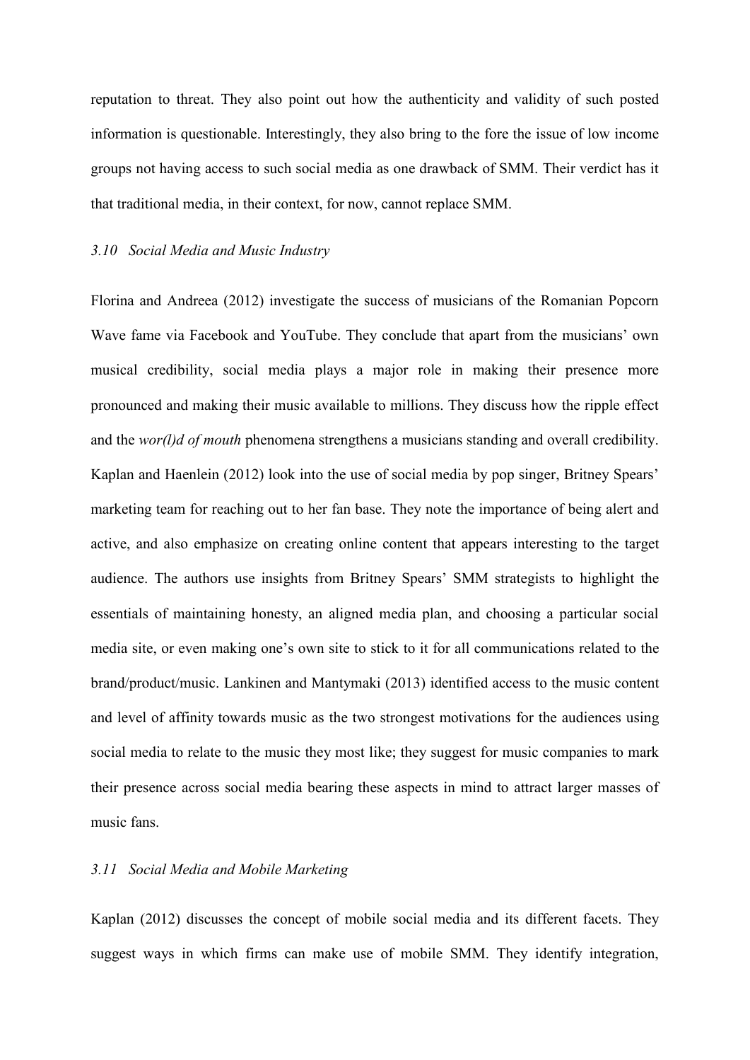reputation to threat. They also point out how the authenticity and validity of such posted information is questionable. Interestingly, they also bring to the fore the issue of low income groups not having access to such social media as one drawback of SMM. Their verdict has it that traditional media, in their context, for now, cannot replace SMM.

### *3.10 Social Media and Music Industry*

Florina and Andreea (2012) investigate the success of musicians of the Romanian Popcorn Wave fame via Facebook and YouTube. They conclude that apart from the musicians' own musical credibility, social media plays a major role in making their presence more pronounced and making their music available to millions. They discuss how the ripple effect and the *wor(l)d of mouth* phenomena strengthens a musicians standing and overall credibility. Kaplan and Haenlein (2012) look into the use of social media by pop singer, Britney Spears' marketing team for reaching out to her fan base. They note the importance of being alert and active, and also emphasize on creating online content that appears interesting to the target audience. The authors use insights from Britney Spears' SMM strategists to highlight the essentials of maintaining honesty, an aligned media plan, and choosing a particular social media site, or even making one's own site to stick to it for all communications related to the brand/product/music. Lankinen and Mantymaki (2013) identified access to the music content and level of affinity towards music as the two strongest motivations for the audiences using social media to relate to the music they most like; they suggest for music companies to mark their presence across social media bearing these aspects in mind to attract larger masses of music fans.

### *3.11 Social Media and Mobile Marketing*

Kaplan (2012) discusses the concept of mobile social media and its different facets. They suggest ways in which firms can make use of mobile SMM. They identify integration,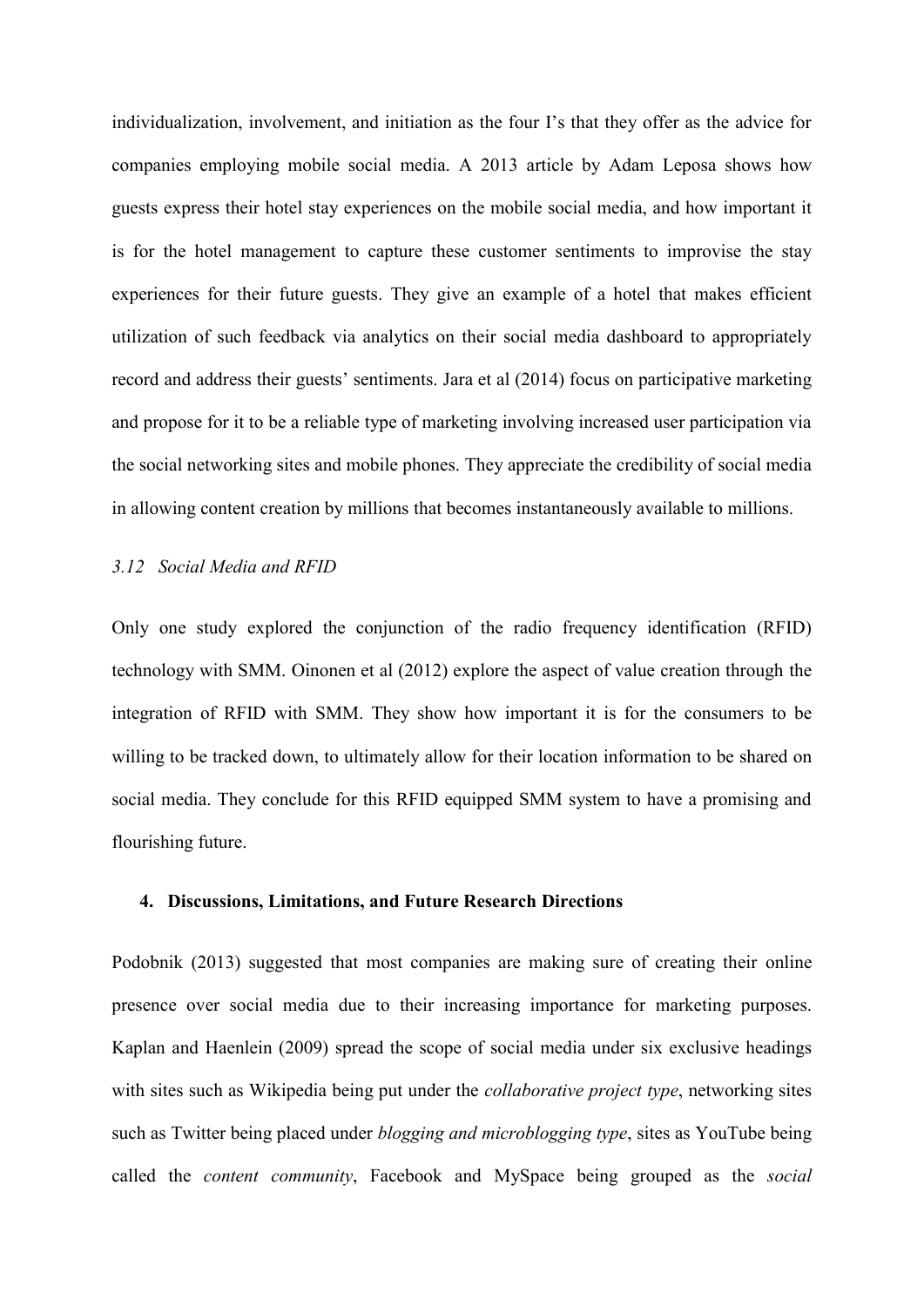individualization, involvement, and initiation as the four I's that they offer as the advice for companies employing mobile social media. A 2013 article by Adam Leposa shows how guests express their hotel stay experiences on the mobile social media, and how important it is for the hotel management to capture these customer sentiments to improvise the stay experiences for their future guests. They give an example of a hotel that makes efficient utilization of such feedback via analytics on their social media dashboard to appropriately record and address their guests' sentiments. Jara et al (2014) focus on participative marketing and propose for it to be a reliable type of marketing involving increased user participation via the social networking sites and mobile phones. They appreciate the credibility of social media in allowing content creation by millions that becomes instantaneously available to millions.

### *3.12 Social Media and RFID*

Only one study explored the conjunction of the radio frequency identification (RFID) technology with SMM. Oinonen et al (2012) explore the aspect of value creation through the integration of RFID with SMM. They show how important it is for the consumers to be willing to be tracked down, to ultimately allow for their location information to be shared on social media. They conclude for this RFID equipped SMM system to have a promising and flourishing future.

## 4. Discussions, Limitations, and Future Research Directions

Podobnik (2013) suggested that most companies are making sure of creating their online presence over social media due to their increasing importance for marketing purposes. Kaplan and Haenlein (2009) spread the scope of social media under six exclusive headings with sites such as Wikipedia being put under the *collaborative project type*, networking sites such as Twitter being placed under *blogging and microblogging type*, sites as YouTube being called the *content community*, Facebook and MySpace being grouped as the *social*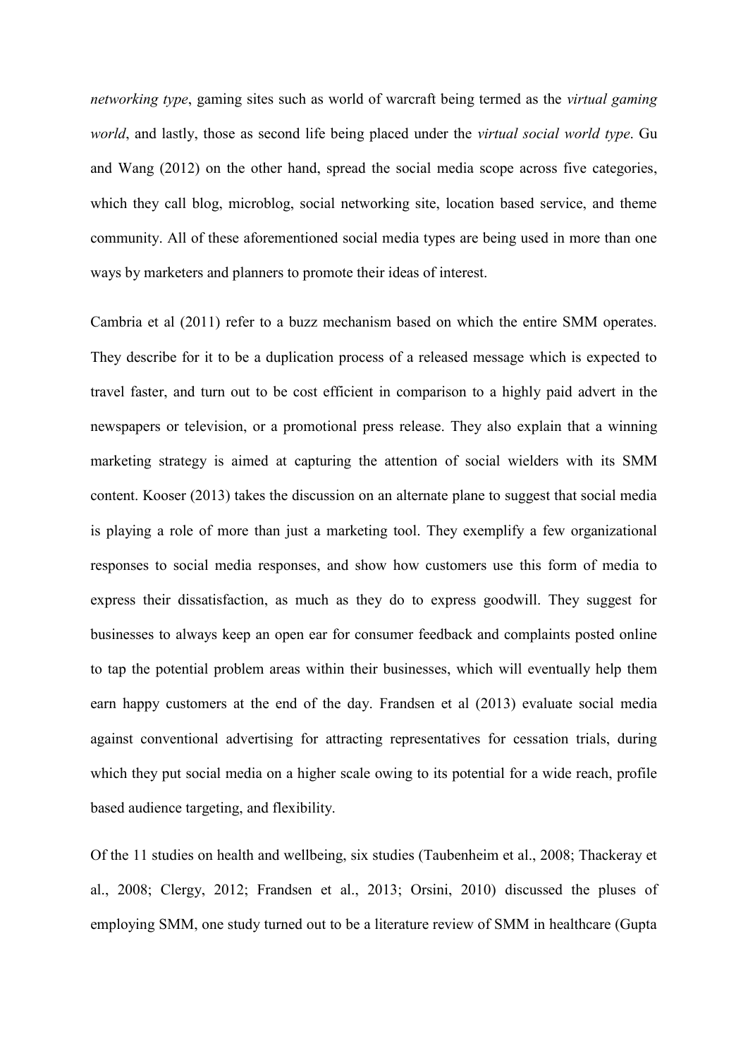*networking type*, gaming sites such as world of warcraft being termed as the *virtual gaming world*, and lastly, those as second life being placed under the *virtual social world type*. Gu and Wang (2012) on the other hand, spread the social media scope across five categories, which they call blog, microblog, social networking site, location based service, and theme community. All of these aforementioned social media types are being used in more than one ways by marketers and planners to promote their ideas of interest.

Cambria et al (2011) refer to a buzz mechanism based on which the entire SMM operates. They describe for it to be a duplication process of a released message which is expected to travel faster, and turn out to be cost efficient in comparison to a highly paid advert in the newspapers or television, or a promotional press release. They also explain that a winning marketing strategy is aimed at capturing the attention of social wielders with its SMM content. Kooser (2013) takes the discussion on an alternate plane to suggest that social media is playing a role of more than just a marketing tool. They exemplify a few organizational responses to social media responses, and show how customers use this form of media to express their dissatisfaction, as much as they do to express goodwill. They suggest for businesses to always keep an open ear for consumer feedback and complaints posted online to tap the potential problem areas within their businesses, which will eventually help them earn happy customers at the end of the day. Frandsen et al (2013) evaluate social media against conventional advertising for attracting representatives for cessation trials, during which they put social media on a higher scale owing to its potential for a wide reach, profile based audience targeting, and flexibility.

Of the 11 studies on health and wellbeing, six studies (Taubenheim et al., 2008; Thackeray et al., 2008; Clergy, 2012; Frandsen et al., 2013; Orsini, 2010) discussed the pluses of employing SMM, one study turned out to be a literature review of SMM in healthcare (Gupta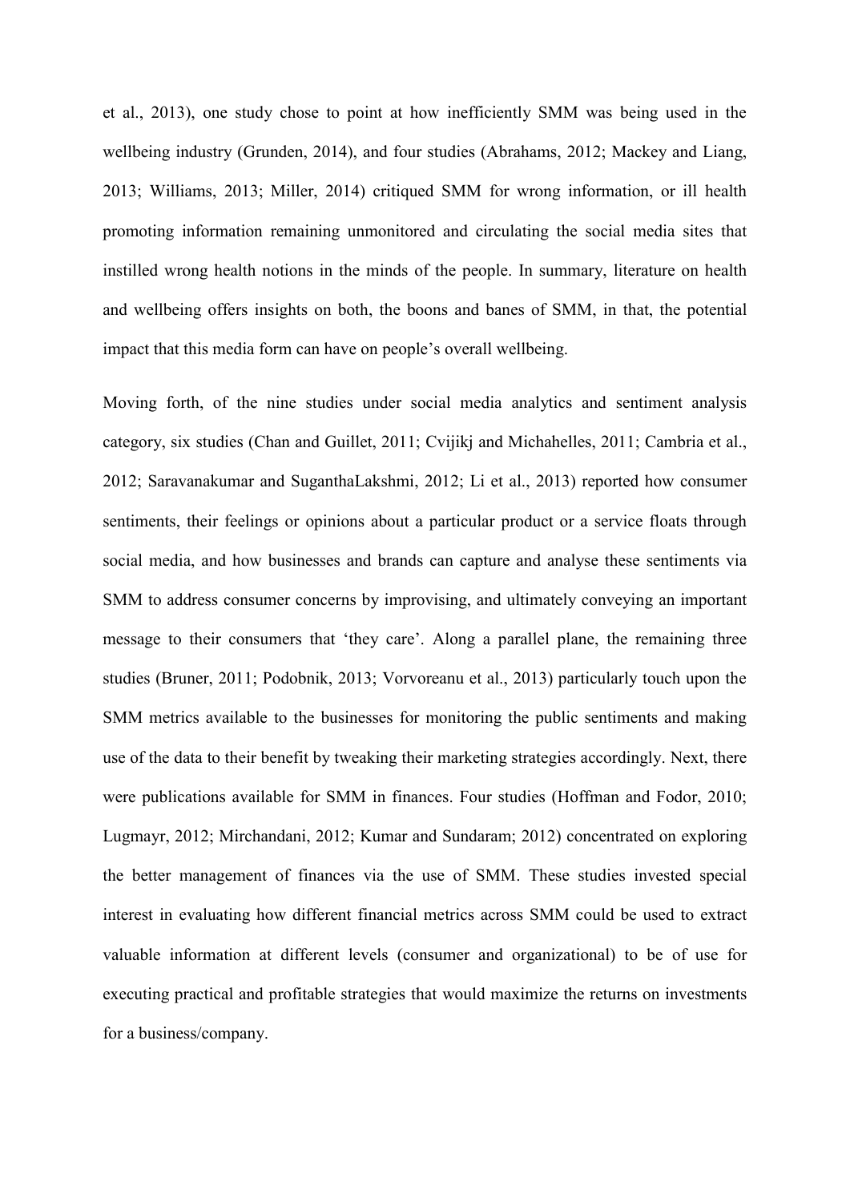et al., 2013), one study chose to point at how inefficiently SMM was being used in the wellbeing industry (Grunden, 2014), and four studies (Abrahams, 2012; Mackey and Liang, 2013; Williams, 2013; Miller, 2014) critiqued SMM for wrong information, or ill health promoting information remaining unmonitored and circulating the social media sites that instilled wrong health notions in the minds of the people. In summary, literature on health and wellbeing offers insights on both, the boons and banes of SMM, in that, the potential impact that this media form can have on people's overall wellbeing.

Moving forth, of the nine studies under social media analytics and sentiment analysis category, six studies (Chan and Guillet, 2011; Cvijikj and Michahelles, 2011; Cambria et al., 2012; Saravanakumar and SuganthaLakshmi, 2012; Li et al., 2013) reported how consumer sentiments, their feelings or opinions about a particular product or a service floats through social media, and how businesses and brands can capture and analyse these sentiments via SMM to address consumer concerns by improvising, and ultimately conveying an important message to their consumers that 'they care'. Along a parallel plane, the remaining three studies (Bruner, 2011; Podobnik, 2013; Vorvoreanu et al., 2013) particularly touch upon the SMM metrics available to the businesses for monitoring the public sentiments and making use of the data to their benefit by tweaking their marketing strategies accordingly. Next, there were publications available for SMM in finances. Four studies (Hoffman and Fodor, 2010; Lugmayr, 2012; Mirchandani, 2012; Kumar and Sundaram; 2012) concentrated on exploring the better management of finances via the use of SMM. These studies invested special interest in evaluating how different financial metrics across SMM could be used to extract valuable information at different levels (consumer and organizational) to be of use for executing practical and profitable strategies that would maximize the returns on investments for a business/company.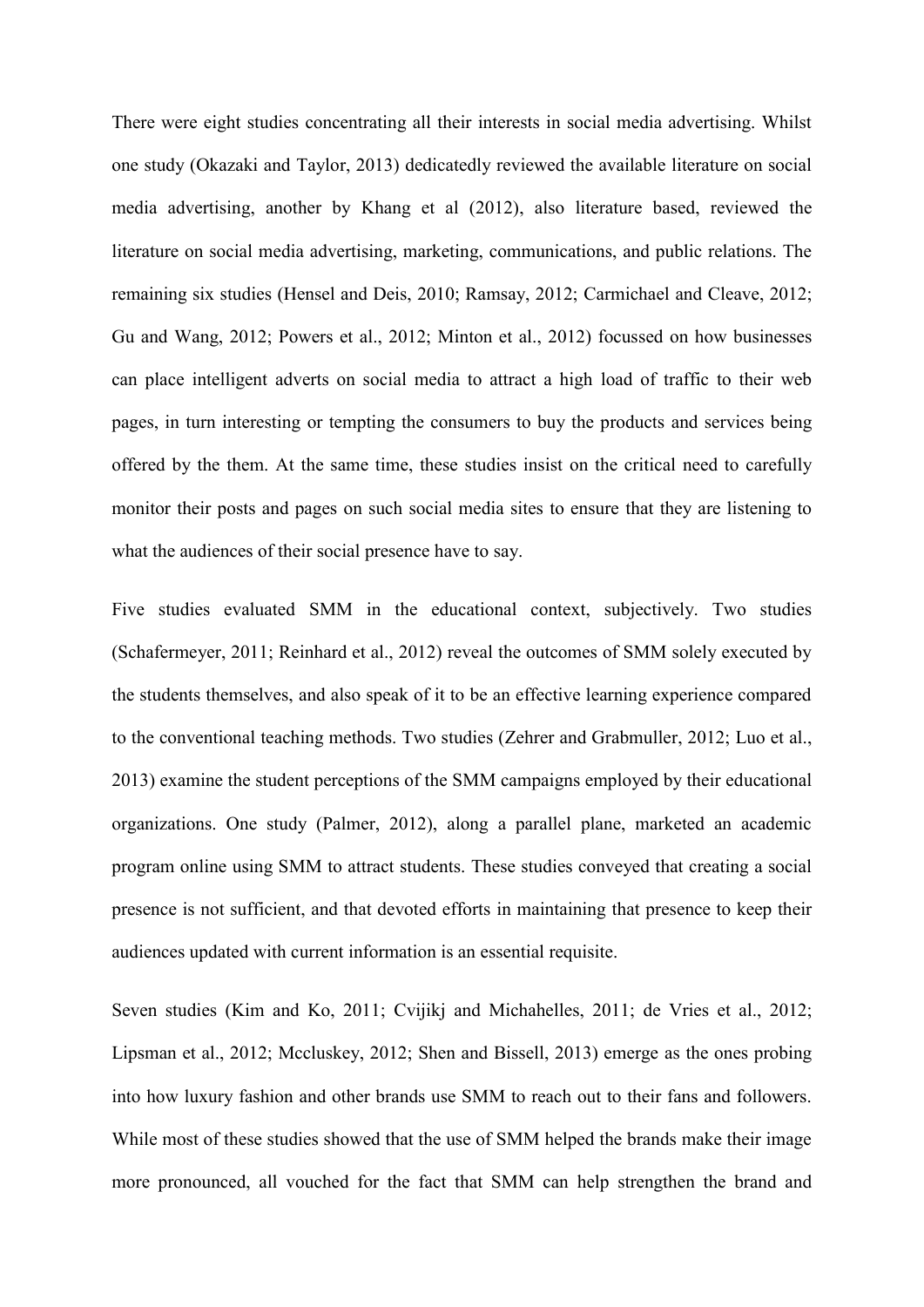There were eight studies concentrating all their interests in social media advertising. Whilst one study (Okazaki and Taylor, 2013) dedicatedly reviewed the available literature on social media advertising, another by Khang et al (2012), also literature based, reviewed the literature on social media advertising, marketing, communications, and public relations. The remaining six studies (Hensel and Deis, 2010; Ramsay, 2012; Carmichael and Cleave, 2012; Gu and Wang, 2012; Powers et al., 2012; Minton et al., 2012) focussed on how businesses can place intelligent adverts on social media to attract a high load of traffic to their web pages, in turn interesting or tempting the consumers to buy the products and services being offered by the them. At the same time, these studies insist on the critical need to carefully monitor their posts and pages on such social media sites to ensure that they are listening to what the audiences of their social presence have to say.

Five studies evaluated SMM in the educational context, subjectively. Two studies (Schafermeyer, 2011; Reinhard et al., 2012) reveal the outcomes of SMM solely executed by the students themselves, and also speak of it to be an effective learning experience compared to the conventional teaching methods. Two studies (Zehrer and Grabmuller, 2012; Luo et al., 2013) examine the student perceptions of the SMM campaigns employed by their educational organizations. One study (Palmer, 2012), along a parallel plane, marketed an academic program online using SMM to attract students. These studies conveyed that creating a social presence is not sufficient, and that devoted efforts in maintaining that presence to keep their audiences updated with current information is an essential requisite.

Seven studies (Kim and Ko, 2011; Cvijikj and Michahelles, 2011; de Vries et al., 2012; Lipsman et al., 2012; Mccluskey, 2012; Shen and Bissell, 2013) emerge as the ones probing into how luxury fashion and other brands use SMM to reach out to their fans and followers. While most of these studies showed that the use of SMM helped the brands make their image more pronounced, all vouched for the fact that SMM can help strengthen the brand and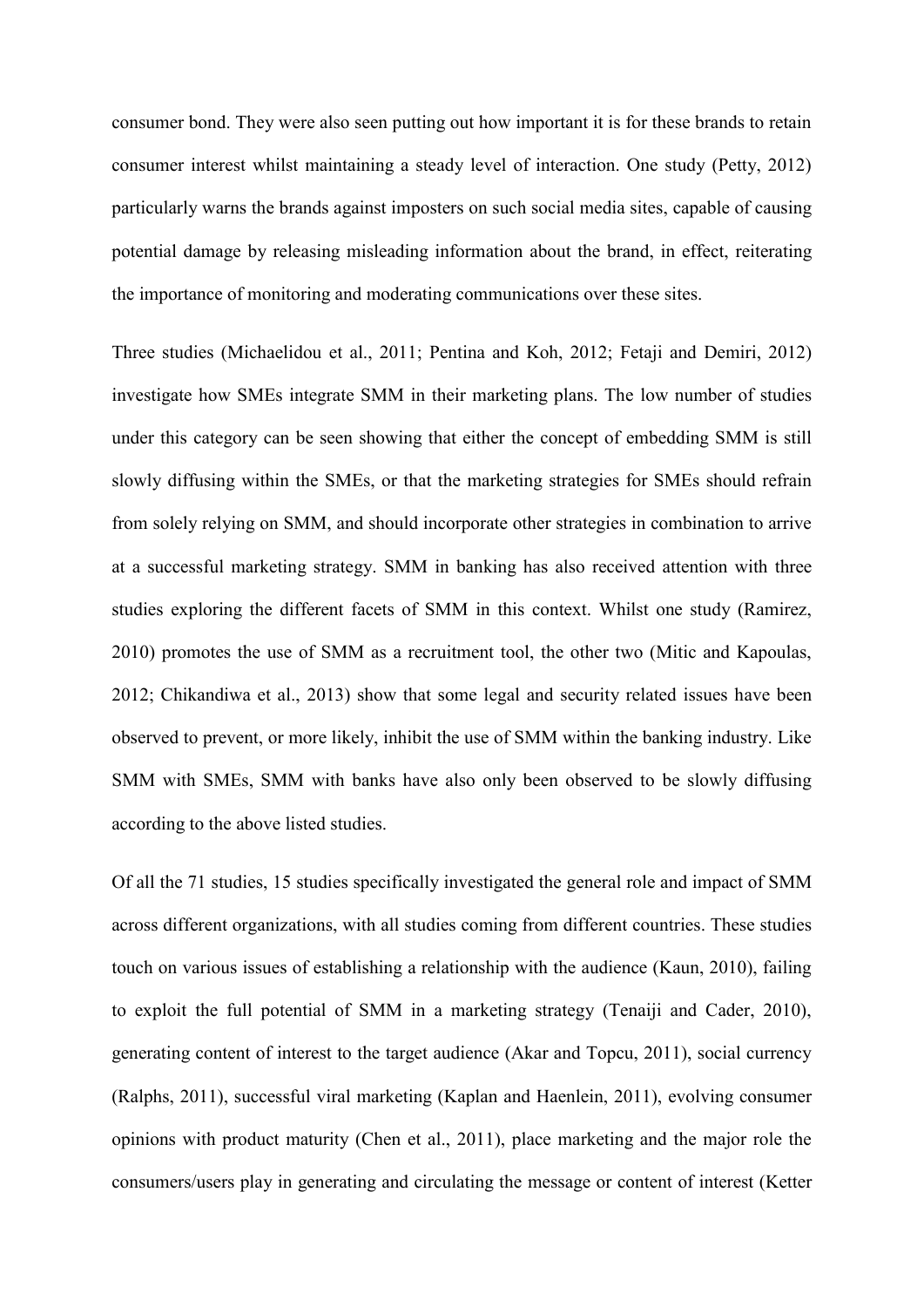consumer bond. They were also seen putting out how important it is for these brands to retain consumer interest whilst maintaining a steady level of interaction. One study (Petty, 2012) particularly warns the brands against imposters on such social media sites, capable of causing potential damage by releasing misleading information about the brand, in effect, reiterating the importance of monitoring and moderating communications over these sites.

Three studies (Michaelidou et al., 2011; Pentina and Koh, 2012; Fetaji and Demiri, 2012) investigate how SMEs integrate SMM in their marketing plans. The low number of studies under this category can be seen showing that either the concept of embedding SMM is still slowly diffusing within the SMEs, or that the marketing strategies for SMEs should refrain from solely relying on SMM, and should incorporate other strategies in combination to arrive at a successful marketing strategy. SMM in banking has also received attention with three studies exploring the different facets of SMM in this context. Whilst one study (Ramirez, 2010) promotes the use of SMM as a recruitment tool, the other two (Mitic and Kapoulas, 2012; Chikandiwa et al., 2013) show that some legal and security related issues have been observed to prevent, or more likely, inhibit the use of SMM within the banking industry. Like SMM with SMEs, SMM with banks have also only been observed to be slowly diffusing according to the above listed studies.

Of all the 71 studies, 15 studies specifically investigated the general role and impact of SMM across different organizations, with all studies coming from different countries. These studies touch on various issues of establishing a relationship with the audience (Kaun, 2010), failing to exploit the full potential of SMM in a marketing strategy (Tenaiji and Cader, 2010), generating content of interest to the target audience (Akar and Topcu, 2011), social currency (Ralphs, 2011), successful viral marketing (Kaplan and Haenlein, 2011), evolving consumer opinions with product maturity (Chen et al., 2011), place marketing and the major role the consumers/users play in generating and circulating the message or content of interest (Ketter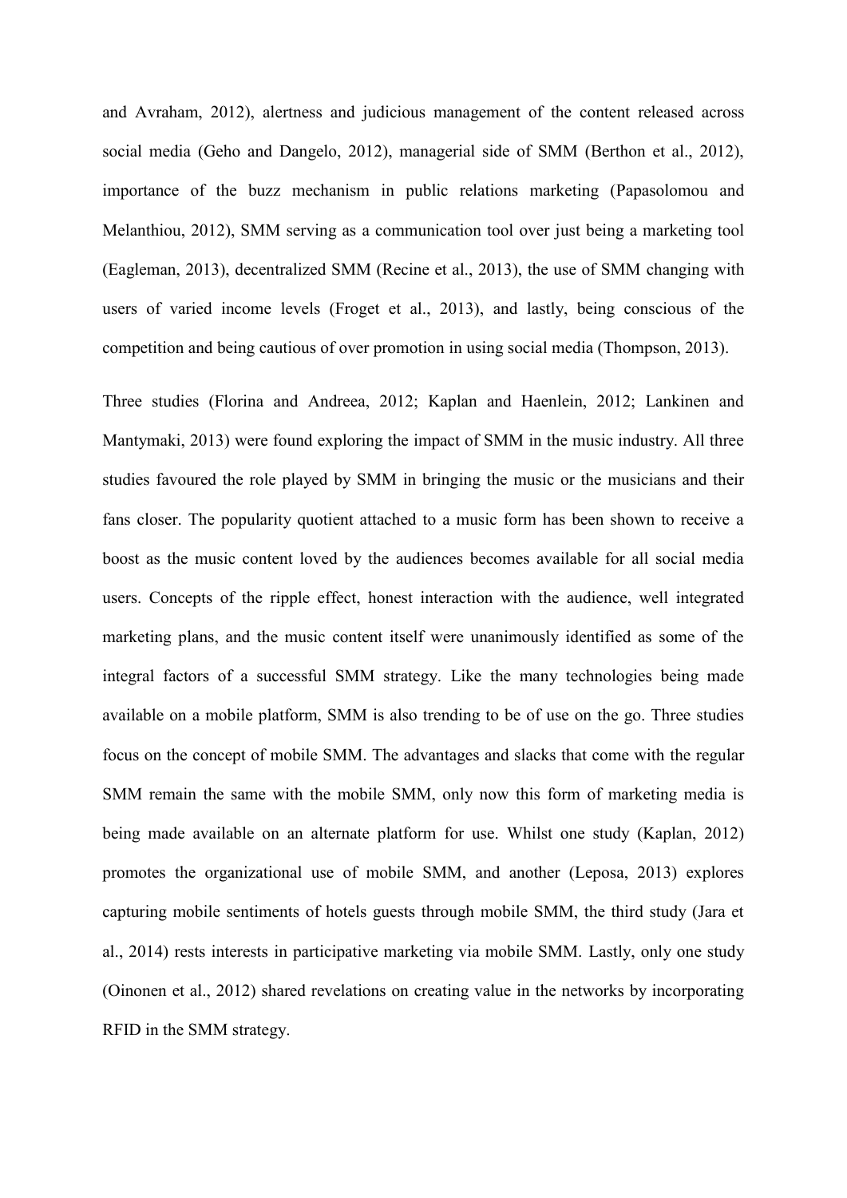and Avraham, 2012), alertness and judicious management of the content released across social media (Geho and Dangelo, 2012), managerial side of SMM (Berthon et al., 2012), importance of the buzz mechanism in public relations marketing (Papasolomou and Melanthiou, 2012), SMM serving as a communication tool over just being a marketing tool (Eagleman, 2013), decentralized SMM (Recine et al., 2013), the use of SMM changing with users of varied income levels (Froget et al., 2013), and lastly, being conscious of the competition and being cautious of over promotion in using social media (Thompson, 2013).

Three studies (Florina and Andreea, 2012; Kaplan and Haenlein, 2012; Lankinen and Mantymaki, 2013) were found exploring the impact of SMM in the music industry. All three studies favoured the role played by SMM in bringing the music or the musicians and their fans closer. The popularity quotient attached to a music form has been shown to receive a boost as the music content loved by the audiences becomes available for all social media users. Concepts of the ripple effect, honest interaction with the audience, well integrated marketing plans, and the music content itself were unanimously identified as some of the integral factors of a successful SMM strategy. Like the many technologies being made available on a mobile platform, SMM is also trending to be of use on the go. Three studies focus on the concept of mobile SMM. The advantages and slacks that come with the regular SMM remain the same with the mobile SMM, only now this form of marketing media is being made available on an alternate platform for use. Whilst one study (Kaplan, 2012) promotes the organizational use of mobile SMM, and another (Leposa, 2013) explores capturing mobile sentiments of hotels guests through mobile SMM, the third study (Jara et al., 2014) rests interests in participative marketing via mobile SMM. Lastly, only one study (Oinonen et al., 2012) shared revelations on creating value in the networks by incorporating RFID in the SMM strategy.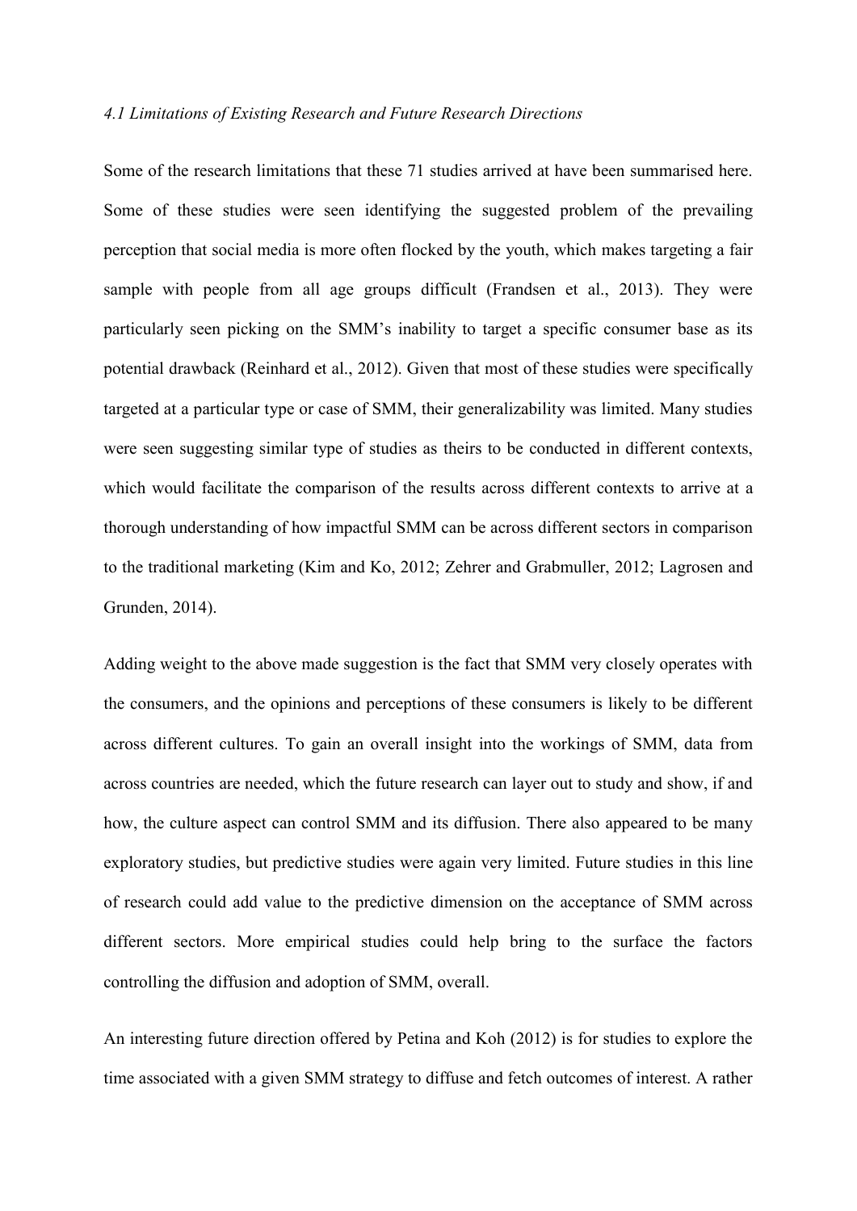*4.1 Limitations of Existing Research and Future Research Directions*

Some of the research limitations that these 71 studies arrived at have been summarised here. Some of these studies were seen identifying the suggested problem of the prevailing perception that social media is more often flocked by the youth, which makes targeting a fair sample with people from all age groups difficult (Frandsen et al., 2013). They were particularly seen picking on the SMM's inability to target a specific consumer base as its potential drawback (Reinhard et al., 2012). Given that most of these studies were specifically targeted at a particular type or case of SMM, their generalizability was limited. Many studies were seen suggesting similar type of studies as theirs to be conducted in different contexts, which would facilitate the comparison of the results across different contexts to arrive at a thorough understanding of how impactful SMM can be across different sectors in comparison to the traditional marketing (Kim and Ko, 2012; Zehrer and Grabmuller, 2012; Lagrosen and Grunden, 2014).

Adding weight to the above made suggestion is the fact that SMM very closely operates with the consumers, and the opinions and perceptions of these consumers is likely to be different across different cultures. To gain an overall insight into the workings of SMM, data from across countries are needed, which the future research can layer out to study and show, if and how, the culture aspect can control SMM and its diffusion. There also appeared to be many exploratory studies, but predictive studies were again very limited. Future studies in this line of research could add value to the predictive dimension on the acceptance of SMM across different sectors. More empirical studies could help bring to the surface the factors controlling the diffusion and adoption of SMM, overall.

An interesting future direction offered by Petina and Koh (2012) is for studies to explore the time associated with a given SMM strategy to diffuse and fetch outcomes of interest. A rather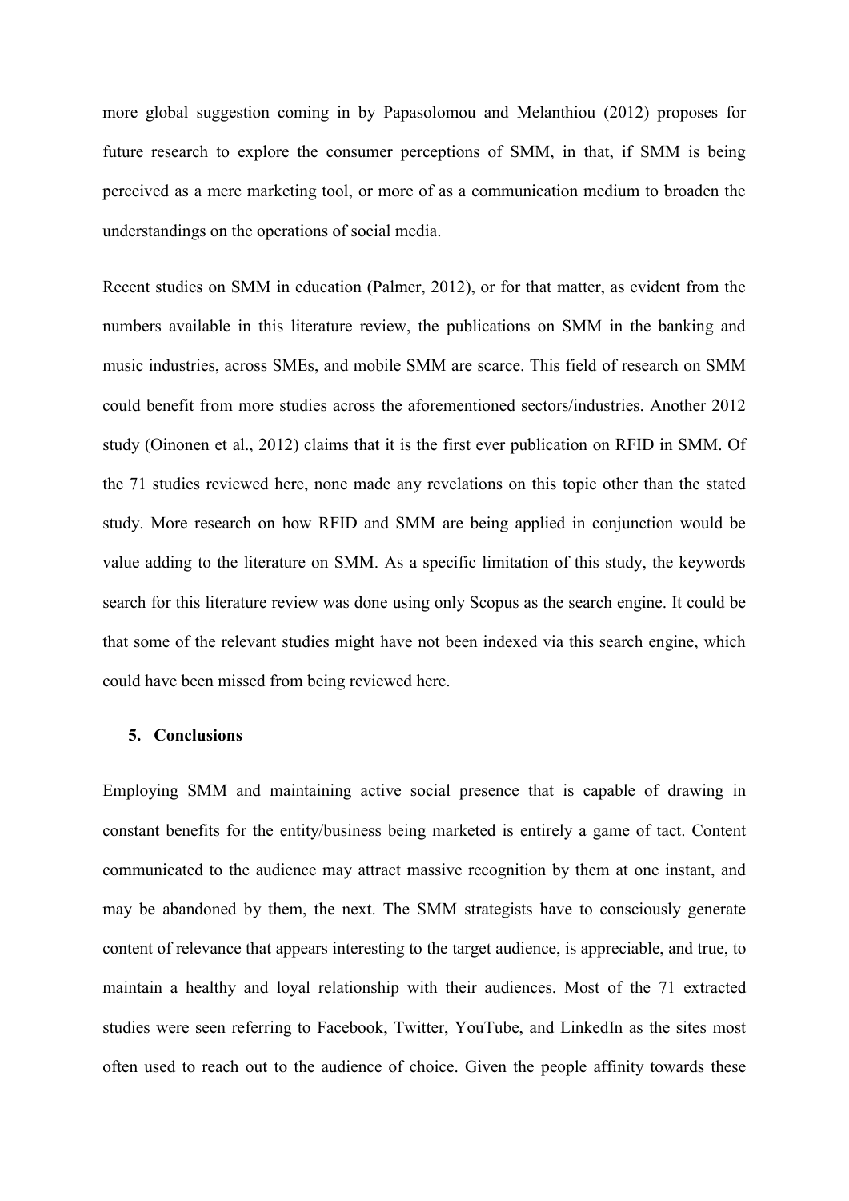more global suggestion coming in by Papasolomou and Melanthiou (2012) proposes for future research to explore the consumer perceptions of SMM, in that, if SMM is being perceived as a mere marketing tool, or more of as a communication medium to broaden the understandings on the operations of social media.

Recent studies on SMM in education (Palmer, 2012), or for that matter, as evident from the numbers available in this literature review, the publications on SMM in the banking and music industries, across SMEs, and mobile SMM are scarce. This field of research on SMM could benefit from more studies across the aforementioned sectors/industries. Another 2012 study (Oinonen et al., 2012) claims that it is the first ever publication on RFID in SMM. Of the 71 studies reviewed here, none made any revelations on this topic other than the stated study. More research on how RFID and SMM are being applied in conjunction would be value adding to the literature on SMM. As a specific limitation of this study, the keywords search for this literature review was done using only Scopus as the search engine. It could be that some of the relevant studies might have not been indexed via this search engine, which could have been missed from being reviewed here.

## 5. Conclusions

Employing SMM and maintaining active social presence that is capable of drawing in constant benefits for the entity/business being marketed is entirely a game of tact. Content communicated to the audience may attract massive recognition by them at one instant, and may be abandoned by them, the next. The SMM strategists have to consciously generate content of relevance that appears interesting to the target audience, is appreciable, and true, to maintain a healthy and loyal relationship with their audiences. Most of the 71 extracted studies were seen referring to Facebook, Twitter, YouTube, and LinkedIn as the sites most often used to reach out to the audience of choice. Given the people affinity towards these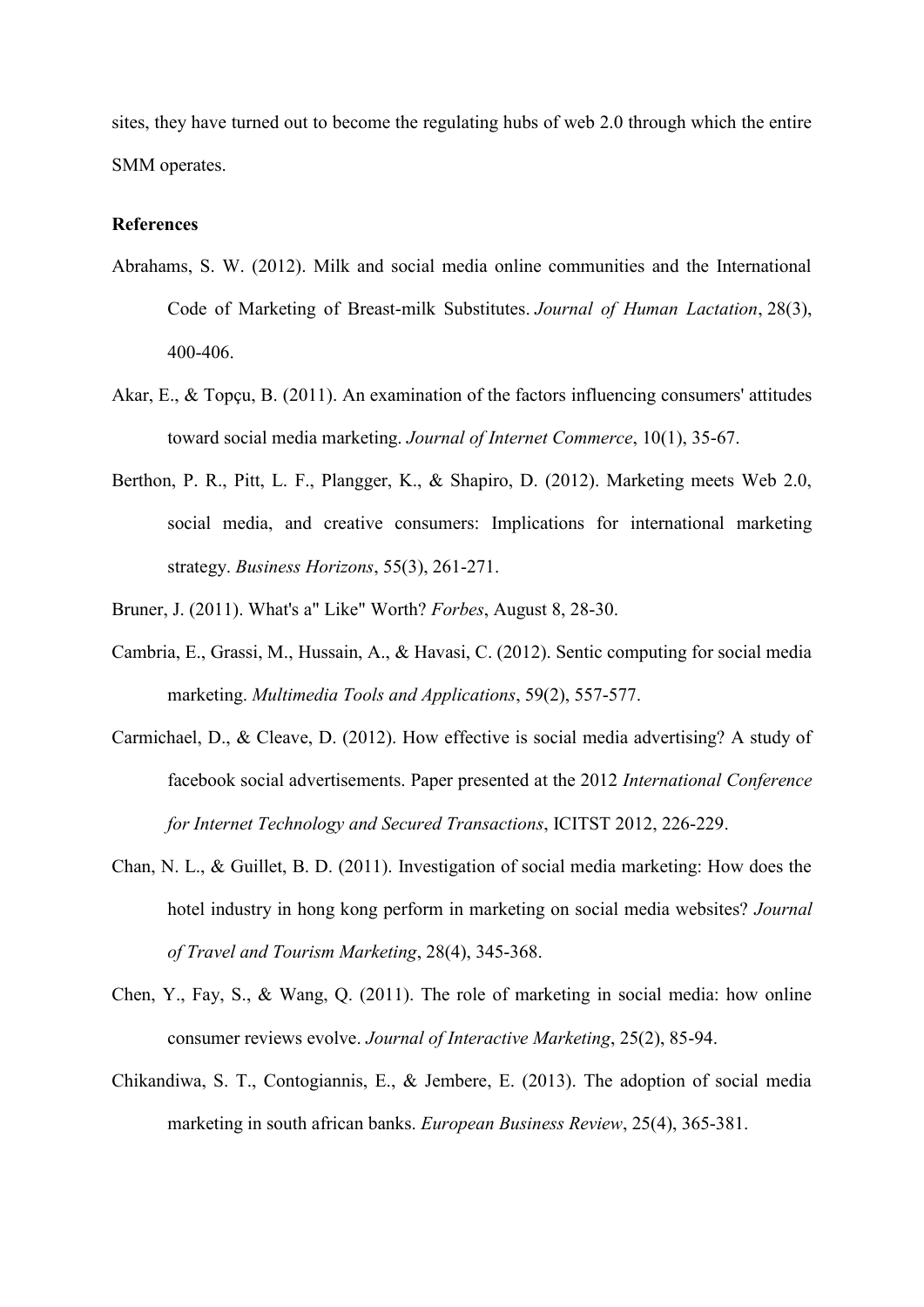sites, they have turned out to become the regulating hubs of web 2.0 through which the entire SMM operates.

**References**

Abrahams, S. W. (2012). Milk and social media online communities and the International Code of Marketing of Breast-milk Substitutes. *Journal of Human Lactation*, 28(3), 400-406.

Akar, E., & Topçu, B. (2011). An examination of the factors influencing consumers' attitudes toward social media marketing. *Journal of Internet Commerce*, 10(1), 35-67.

Berthon, P. R., Pitt, L. F., Plangger, K., & Shapiro, D. (2012). Marketing meets Web 2.0, social media, and creative consumers: Implications for international marketing strategy. *Business Horizons*, 55(3), 261-271.

Bruner, J. (2011). What's a" Like" Worth? *Forbes*, August 8, 28-30.

Cambria, E., Grassi, M., Hussain, A., & Havasi, C. (2012). Sentic computing for social media marketing. *Multimedia Tools and Applications*, 59(2), 557-577.

Carmichael, D., & Cleave, D. (2012). How effective is social media advertising? A study of facebook social advertisements. Paper presented at the 2012 *International Conference for Internet Technology and Secured Transactions*, ICITST 2012, 226-229.

Chan, N. L., & Guillet, B. D. (2011). Investigation of social media marketing: How does the hotel industry in hong kong perform in marketing on social media websites? *Journal of Travel and Tourism Marketing*, 28(4), 345-368.

Chen, Y., Fay, S., & Wang, Q. (2011). The role of marketing in social media: how online consumer reviews evolve. *Journal of Interactive Marketing*, 25(2), 85-94.

Chikandiwa, S. T., Contogiannis, E., & Jembere, E. (2013). The adoption of social media marketing in south african banks. *European Business Review*, 25(4), 365-381.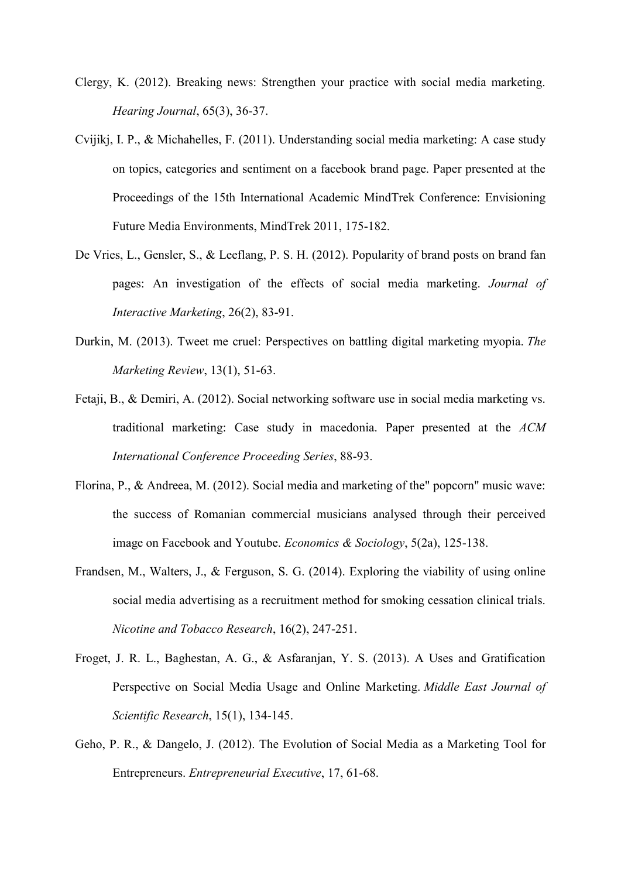Clergy, K. (2012). Breaking news: Strengthen your practice with social media marketing. *Hearing Journal*, 65(3), 36-37.

Cvijikj, I. P., & Michahelles, F. (2011). Understanding social media marketing: A case study on topics, categories and sentiment on a facebook brand page. Paper presented at the Proceedings of the 15th International Academic MindTrek Conference: Envisioning Future Media Environments, MindTrek 2011, 175-182.

De Vries, L., Gensler, S., & Leeflang, P. S. H. (2012). Popularity of brand posts on brand fan pages: An investigation of the effects of social media marketing. *Journal of Interactive Marketing*, 26(2), 83-91.

Durkin, M. (2013). Tweet me cruel: Perspectives on battling digital marketing myopia. *The Marketing Review*, 13(1), 51-63.

Fetaji, B., & Demiri, A. (2012). Social networking software use in social media marketing vs. traditional marketing: Case study in macedonia. Paper presented at the *ACM International Conference Proceeding Series*, 88-93.

Florina, P., & Andreea, M. (2012). Social media and marketing of the" popcorn" music wave: the success of Romanian commercial musicians analysed through their perceived image on Facebook and Youtube. *Economics & Sociology*, 5(2a), 125-138.

Frandsen, M., Walters, J., & Ferguson, S. G. (2014). Exploring the viability of using online social media advertising as a recruitment method for smoking cessation clinical trials. *Nicotine and Tobacco Research*, 16(2), 247-251.

Froget, J. R. L., Baghestan, A. G., & Asfaranjan, Y. S. (2013). A Uses and Gratification Perspective on Social Media Usage and Online Marketing. *Middle East Journal of Scientific Research*, 15(1), 134-145.

Geho, P. R., & Dangelo, J. (2012). The Evolution of Social Media as a Marketing Tool for Entrepreneurs. *Entrepreneurial Executive*, 17, 61-68.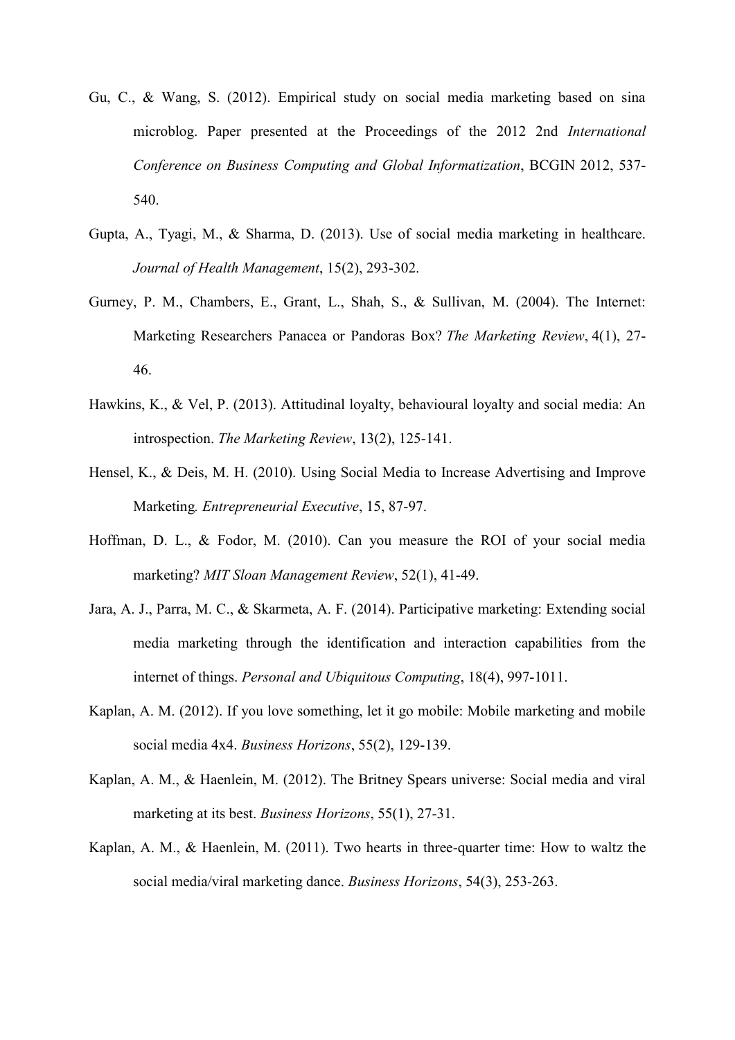Gu, C., & Wang, S. (2012). Empirical study on social media marketing based on sina microblog. Paper presented at the Proceedings of the 2012 2nd *International Conference on Business Computing and Global Informatization*, BCGIN 2012, 537-540.

Gupta, A., Tyagi, M., & Sharma, D. (2013). Use of social media marketing in healthcare. *Journal of Health Management*, 15(2), 293-302.

Gurney, P. M., Chambers, E., Grant, L., Shah, S., & Sullivan, M. (2004). The Internet: Marketing Researchers Panacea or Pandoras Box? *The Marketing Review*, 4(1), 27-46.

Hawkins, K., & Vel, P. (2013). Attitudinal loyalty, behavioural loyalty and social media: An introspection. *The Marketing Review*, 13(2), 125-141.

Hensel, K., & Deis, M. H. (2010). Using Social Media to Increase Advertising and Improve Marketing. *Entrepreneurial Executive*, 15, 87-97.

Hoffman, D. L., & Fodor, M. (2010). Can you measure the ROI of your social media marketing? *MIT Sloan Management Review*, 52(1), 41-49.

Jara, A. J., Parra, M. C., & Skarmeta, A. F. (2014). Participative marketing: Extending social media marketing through the identification and interaction capabilities from the internet of things. *Personal and Ubiquitous Computing*, 18(4), 997-1011.

Kaplan, A. M. (2012). If you love something, let it go mobile: Mobile marketing and mobile social media 4x4. *Business Horizons*, 55(2), 129-139.

Kaplan, A. M., & Haenlein, M. (2012). The Britney Spears universe: Social media and viral marketing at its best. *Business Horizons*, 55(1), 27-31.

Kaplan, A. M., & Haenlein, M. (2011). Two hearts in three-quarter time: How to waltz the social media/viral marketing dance. *Business Horizons*, 54(3), 253-263.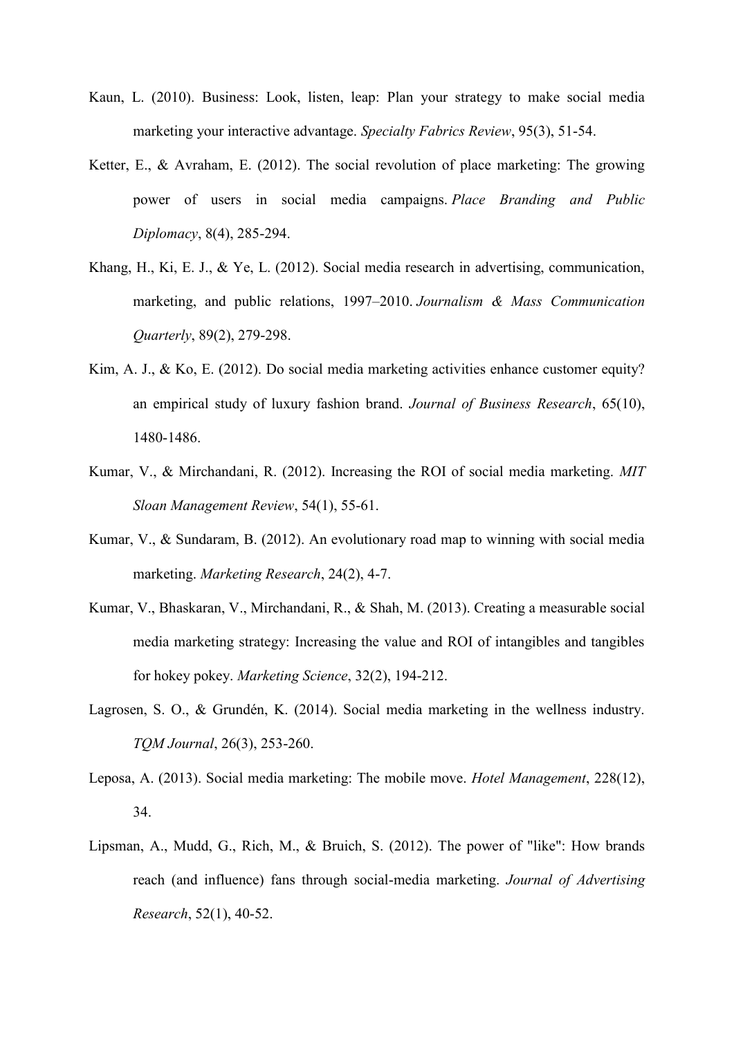Kaun, L. (2010). Business: Look, listen, leap: Plan your strategy to make social media marketing your interactive advantage. *Specialty Fabrics Review*, 95(3), 51-54.

Ketter, E., & Avraham, E. (2012). The social revolution of place marketing: The growing power of users in social media campaigns. *Place Branding and Public Diplomacy*, 8(4), 285-294.

Khang, H., Ki, E. J., & Ye, L. (2012). Social media research in advertising, communication, marketing, and public relations, 1997–2010. *Journalism & Mass Communication Quarterly*, 89(2), 279-298.

Kim, A. J., & Ko, E. (2012). Do social media marketing activities enhance customer equity? an empirical study of luxury fashion brand. *Journal of Business Research*, 65(10), 1480-1486.

Kumar, V., & Mirchandani, R. (2012). Increasing the ROI of social media marketing. *MIT Sloan Management Review*, 54(1), 55-61.

Kumar, V., & Sundaram, B. (2012). An evolutionary road map to winning with social media marketing. *Marketing Research*, 24(2), 4-7.

Kumar, V., Bhaskaran, V., Mirchandani, R., & Shah, M. (2013). Creating a measurable social media marketing strategy: Increasing the value and ROI of intangibles and tangibles for hokey pokey. *Marketing Science*, 32(2), 194-212.

Lagrosen, S. O., & Grundén, K. (2014). Social media marketing in the wellness industry. *TQM Journal*, 26(3), 253-260.

Leposa, A. (2013). Social media marketing: The mobile move. *Hotel Management*, 228(12), 34.

Lipsman, A., Mudd, G., Rich, M., & Bruich, S. (2012). The power of "like": How brands reach (and influence) fans through social-media marketing. *Journal of Advertising Research*, 52(1), 40-52.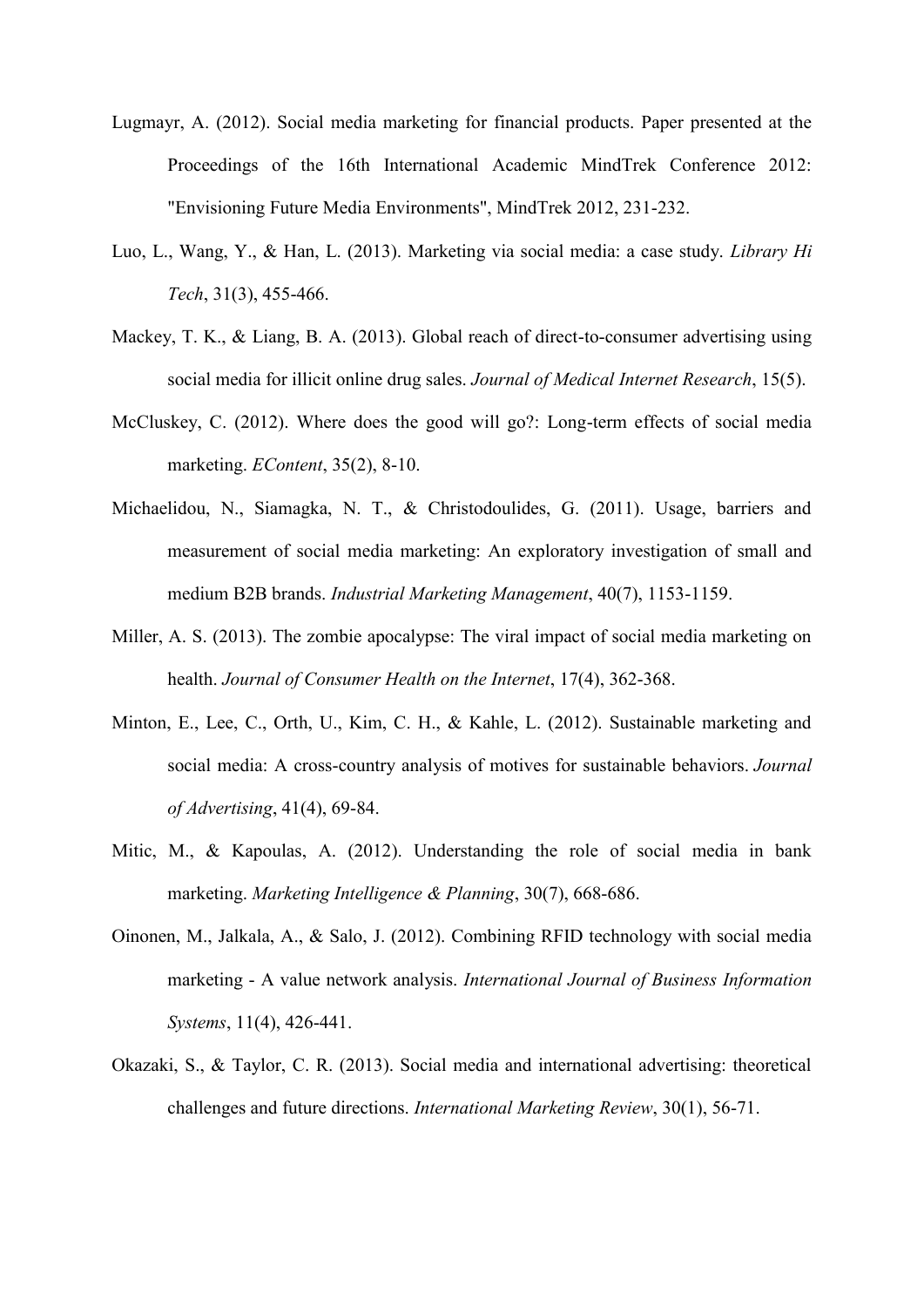Lugmayr, A. (2012). Social media marketing for financial products. Paper presented at the Proceedings of the 16th International Academic MindTrek Conference 2012: "Envisioning Future Media Environments", MindTrek 2012, 231-232.

Luo, L., Wang, Y., & Han, L. (2013). Marketing via social media: a case study. *Library Hi Tech*, 31(3), 455-466.

Mackey, T. K., & Liang, B. A. (2013). Global reach of direct-to-consumer advertising using social media for illicit online drug sales. *Journal of Medical Internet Research*, 15(5).

McCluskey, C. (2012). Where does the good will go?: Long-term effects of social media marketing. *EContent*, 35(2), 8-10.

Michaelidou, N., Siamagka, N. T., & Christodoulides, G. (2011). Usage, barriers and measurement of social media marketing: An exploratory investigation of small and medium B2B brands. *Industrial Marketing Management*, 40(7), 1153-1159.

Miller, A. S. (2013). The zombie apocalypse: The viral impact of social media marketing on health. *Journal of Consumer Health on the Internet*, 17(4), 362-368.

Minton, E., Lee, C., Orth, U., Kim, C. H., & Kahle, L. (2012). Sustainable marketing and social media: A cross-country analysis of motives for sustainable behaviors. *Journal of Advertising*, 41(4), 69-84.

Mitic, M., & Kapoulas, A. (2012). Understanding the role of social media in bank marketing. *Marketing Intelligence & Planning*, 30(7), 668-686.

Oinonen, M., Jalkala, A., & Salo, J. (2012). Combining RFID technology with social media marketing - A value network analysis. *International Journal of Business Information Systems*, 11(4), 426-441.

Okazaki, S., & Taylor, C. R. (2013). Social media and international advertising: theoretical challenges and future directions. *International Marketing Review*, 30(1), 56-71.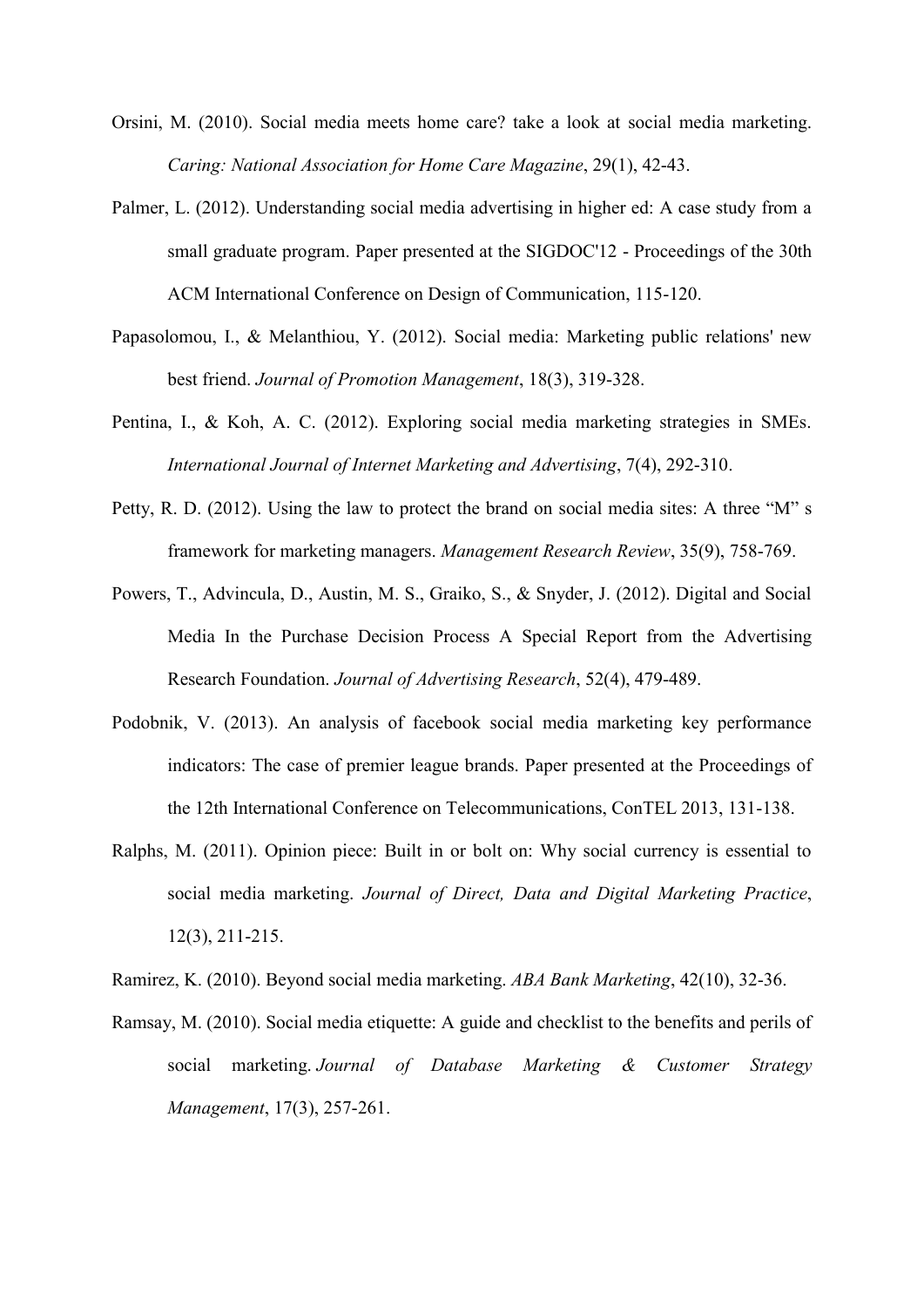Orsini, M. (2010). Social media meets home care? take a look at social media marketing. *Caring: National Association for Home Care Magazine*, 29(1), 42-43.

Palmer, L. (2012). Understanding social media advertising in higher ed: A case study from a small graduate program. Paper presented at the SIGDOC'12 - Proceedings of the 30th ACM International Conference on Design of Communication, 115-120.

Papasolomou, I., & Melanthiou, Y. (2012). Social media: Marketing public relations' new best friend. *Journal of Promotion Management*, 18(3), 319-328.

Pentina, I., & Koh, A. C. (2012). Exploring social media marketing strategies in SMEs. *International Journal of Internet Marketing and Advertising*, 7(4), 292-310.

Petty, R. D. (2012). Using the law to protect the brand on social media sites: A three "M" s framework for marketing managers. *Management Research Review*, 35(9), 758-769.

Powers, T., Advincula, D., Austin, M. S., Graiko, S., & Snyder, J. (2012). Digital and Social Media In the Purchase Decision Process A Special Report from the Advertising Research Foundation. *Journal of Advertising Research*, 52(4), 479-489.

Podobnik, V. (2013). An analysis of facebook social media marketing key performance indicators: The case of premier league brands. Paper presented at the Proceedings of the 12th International Conference on Telecommunications, ConTEL 2013, 131-138.

Ralphs, M. (2011). Opinion piece: Built in or bolt on: Why social currency is essential to social media marketing. *Journal of Direct, Data and Digital Marketing Practice*, 12(3), 211-215.

Ramirez, K. (2010). Beyond social media marketing. *ABA Bank Marketing*, 42(10), 32-36.

Ramsay, M. (2010). Social media etiquette: A guide and checklist to the benefits and perils of social marketing. *Journal of Database Marketing & Customer Strategy Management*, 17(3), 257-261.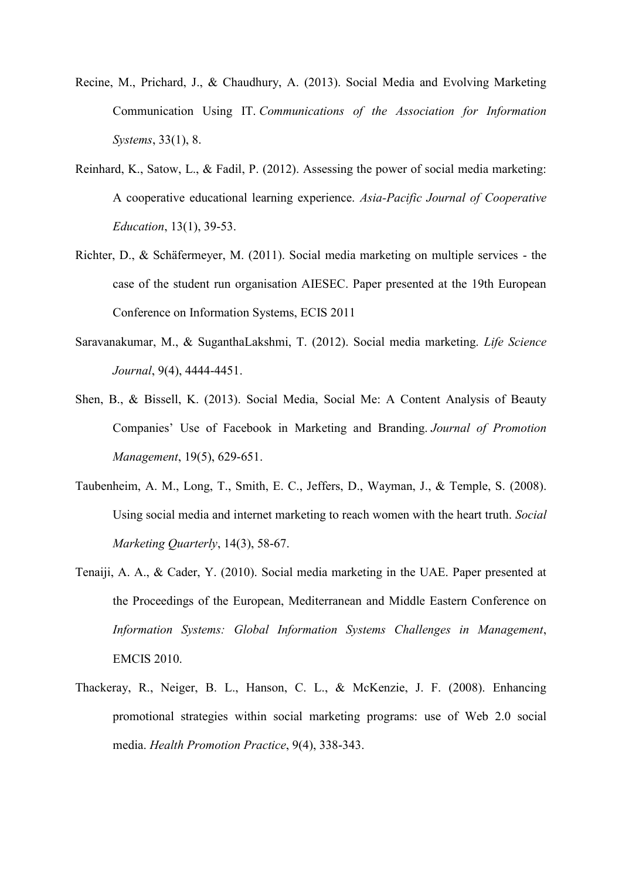Recine, M., Prichard, J., & Chaudhury, A. (2013). Social Media and Evolving Marketing Communication Using IT. *Communications of the Association for Information Systems*, 33(1), 8.

Reinhard, K., Satow, L., & Fadil, P. (2012). Assessing the power of social media marketing: A cooperative educational learning experience. *Asia-Pacific Journal of Cooperative Education*, 13(1), 39-53.

Richter, D., & Schäfermeyer, M. (2011). Social media marketing on multiple services - the case of the student run organisation AIESEC. Paper presented at the 19th European Conference on Information Systems, ECIS 2011

Saravanakumar, M., & SuganthaLakshmi, T. (2012). Social media marketing. *Life Science Journal*, 9(4), 4444-4451.

Shen, B., & Bissell, K. (2013). Social Media, Social Me: A Content Analysis of Beauty Companies' Use of Facebook in Marketing and Branding. *Journal of Promotion Management*, 19(5), 629-651.

Taubenheim, A. M., Long, T., Smith, E. C., Jeffers, D., Wayman, J., & Temple, S. (2008). Using social media and internet marketing to reach women with the heart truth. *Social Marketing Quarterly*, 14(3), 58-67.

Tenaiji, A. A., & Cader, Y. (2010). Social media marketing in the UAE. Paper presented at the Proceedings of the European, Mediterranean and Middle Eastern Conference on *Information Systems: Global Information Systems Challenges in Management*, EMCIS 2010.

Thackeray, R., Neiger, B. L., Hanson, C. L., & McKenzie, J. F. (2008). Enhancing promotional strategies within social marketing programs: use of Web 2.0 social media. *Health Promotion Practice*, 9(4), 338-343.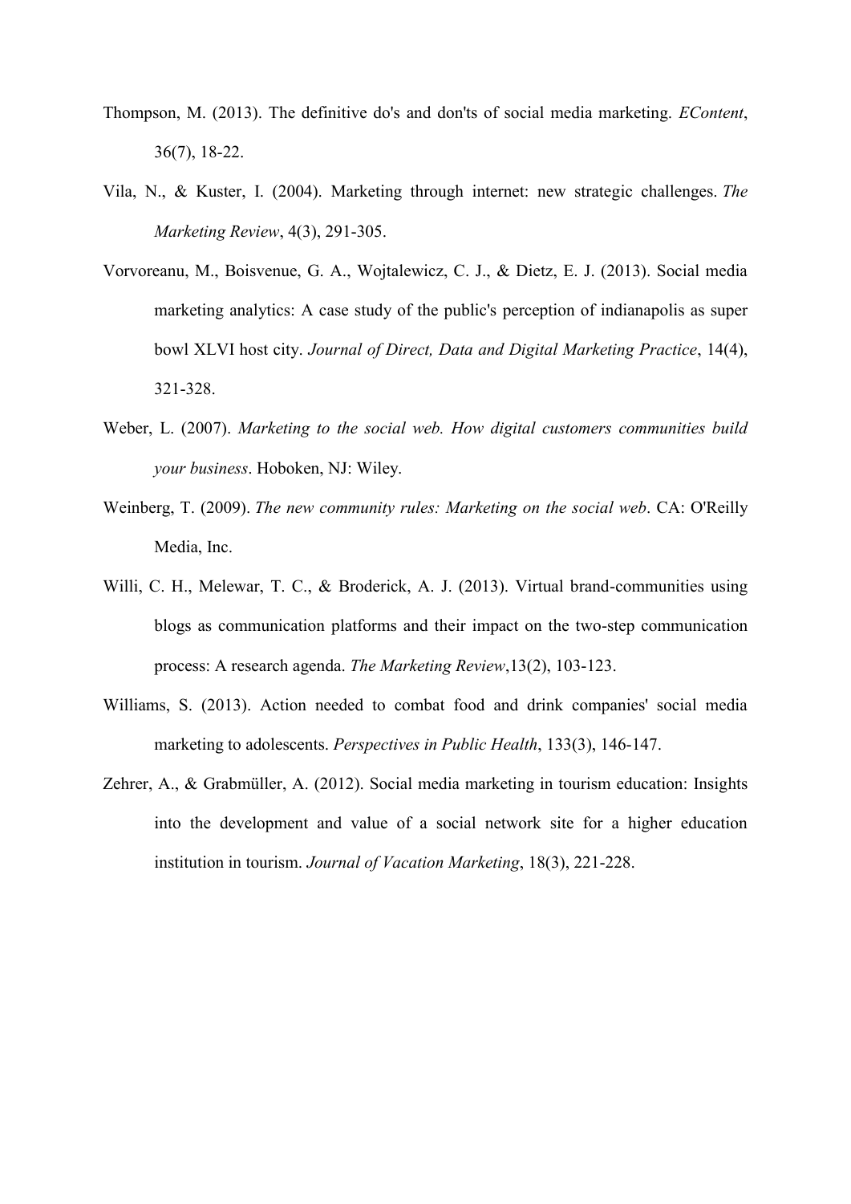Thompson, M. (2013). The definitive do's and don'ts of social media marketing. *EContent*, 36(7), 18-22.

Vila, N., & Kuster, I. (2004). Marketing through internet: new strategic challenges. *The Marketing Review*, 4(3), 291-305.

Vorvoreanu, M., Boisvenue, G. A., Wojtalewicz, C. J., & Dietz, E. J. (2013). Social media marketing analytics: A case study of the public's perception of indianapolis as super bowl XLVI host city. *Journal of Direct, Data and Digital Marketing Practice*, 14(4), 321-328.

Weber, L. (2007). *Marketing to the social web. How digital customers communities build your business*. Hoboken, NJ: Wiley.

Weinberg, T. (2009). *The new community rules: Marketing on the social web*. CA: O'Reilly Media, Inc.

Willi, C. H., Melewar, T. C., & Broderick, A. J. (2013). Virtual brand-communities using blogs as communication platforms and their impact on the two-step communication process: A research agenda. *The Marketing Review*,13(2), 103-123.

Williams, S. (2013). Action needed to combat food and drink companies' social media marketing to adolescents. *Perspectives in Public Health*, 133(3), 146-147.

Zehrer, A., & Grabmüller, A. (2012). Social media marketing in tourism education: Insights into the development and value of a social network site for a higher education institution in tourism. *Journal of Vacation Marketing*, 18(3), 221-228.